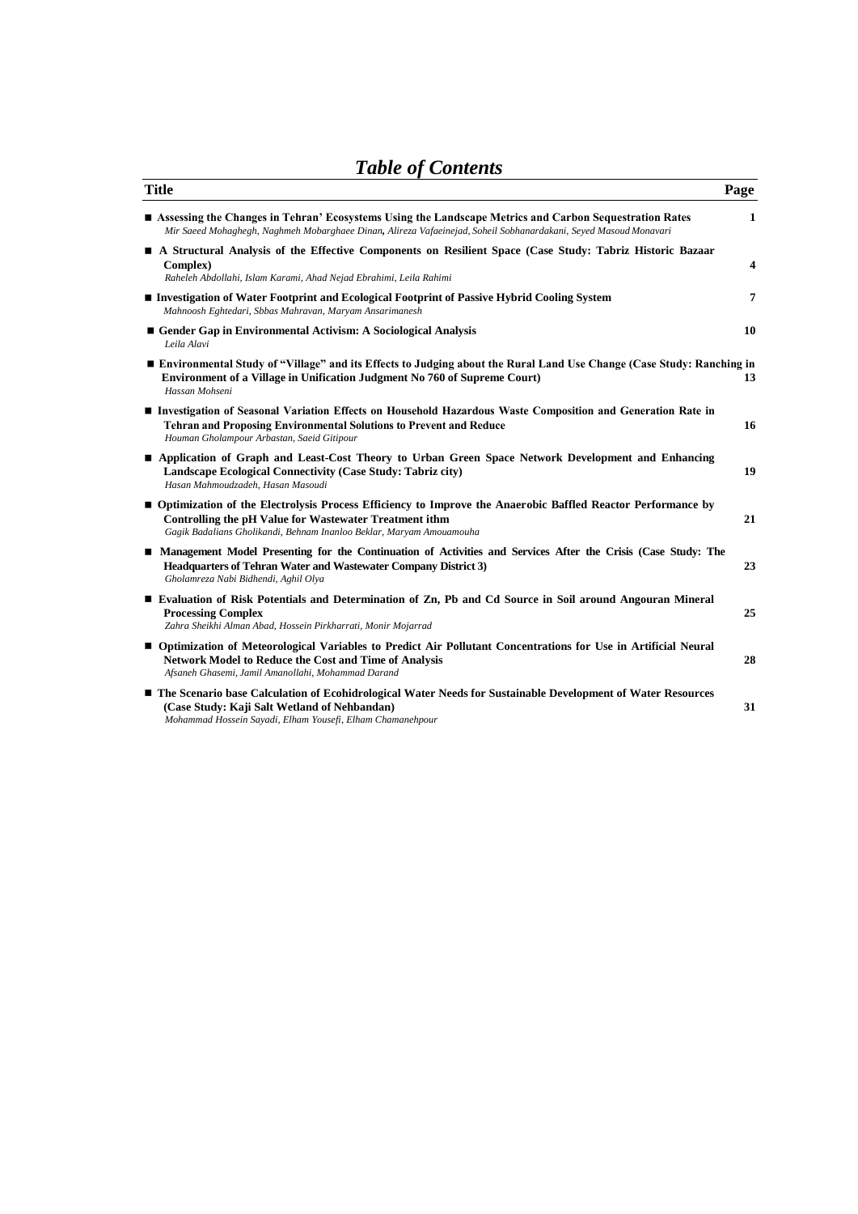# *Table of Contents*

| Title | Page |
|---|---|
| ■ **Assessing the Changes in Tehran' Ecosystems Using the Landscape Metrics and Carbon Sequestration Rates**<br>*Mir Saeed Mohaghegh, Naghmeh Mobarghaee Dinan, Alireza Vafaeinejad, Soheil Sobhanardakani, Seyed Masoud Monavari* | 1 |
| ■ **A Structural Analysis of the Effective Components on Resilient Space (Case Study: Tabriz Historic Bazaar Complex)**<br>*Raheleh Abdollahi, Islam Karami, Ahad Nejad Ebrahimi, Leila Rahimi* | 4 |
| ■ **Investigation of Water Footprint and Ecological Footprint of Passive Hybrid Cooling System**<br>*Mahnoosh Eghtedari, Sbbas Mahravan, Maryam Ansarimanesh* | 7 |
| ■ **Gender Gap in Environmental Activism: A Sociological Analysis**<br>*Leila Alavi* | 10 |
| ■ **Environmental Study of "Village" and its Effects to Judging about the Rural Land Use Change (Case Study: Ranching in Environment of a Village in Unification Judgment No 760 of Supreme Court)**<br>*Hassan Mohseni* | 13 |
| ■ **Investigation of Seasonal Variation Effects on Household Hazardous Waste Composition and Generation Rate in Tehran and Proposing Environmental Solutions to Prevent and Reduce**<br>*Houman Gholampour Arbastan, Saeid Gitipour* | 16 |
| ■ **Application of Graph and Least-Cost Theory to Urban Green Space Network Development and Enhancing Landscape Ecological Connectivity (Case Study: Tabriz city)**<br>*Hasan Mahmoudzadeh, Hasan Masoudi* | 19 |
| ■ **Optimization of the Electrolysis Process Efficiency to Improve the Anaerobic Baffled Reactor Performance by Controlling the pH Value for Wastewater Treatment ithm**<br>*Gagik Badalians Gholikandi, Behnam Inanloo Beklar, Maryam Amouamouha* | 21 |
| ■ **Management Model Presenting for the Continuation of Activities and Services After the Crisis (Case Study: The Headquarters of Tehran Water and Wastewater Company District 3)**<br>*Gholamreza Nabi Bidhendi, Aghil Olya* | 23 |
| ■ **Evaluation of Risk Potentials and Determination of Zn, Pb and Cd Source in Soil around Angouran Mineral Processing Complex**<br>*Zahra Sheikhi Alman Abad, Hossein Pirkharrati, Monir Mojarrad* | 25 |
| ■ **Optimization of Meteorological Variables to Predict Air Pollutant Concentrations for Use in Artificial Neural Network Model to Reduce the Cost and Time of Analysis**<br>*Afsaneh Ghasemi, Jamil Amanollahi, Mohammad Darand* | 28 |
| ■ **The Scenario base Calculation of Ecohidrological Water Needs for Sustainable Development of Water Resources (Case Study: Kaji Salt Wetland of Nehbandan)**<br>*Mohammad Hossein Sayadi, Elham Yousefi, Elham Chamanehpour* | 31 |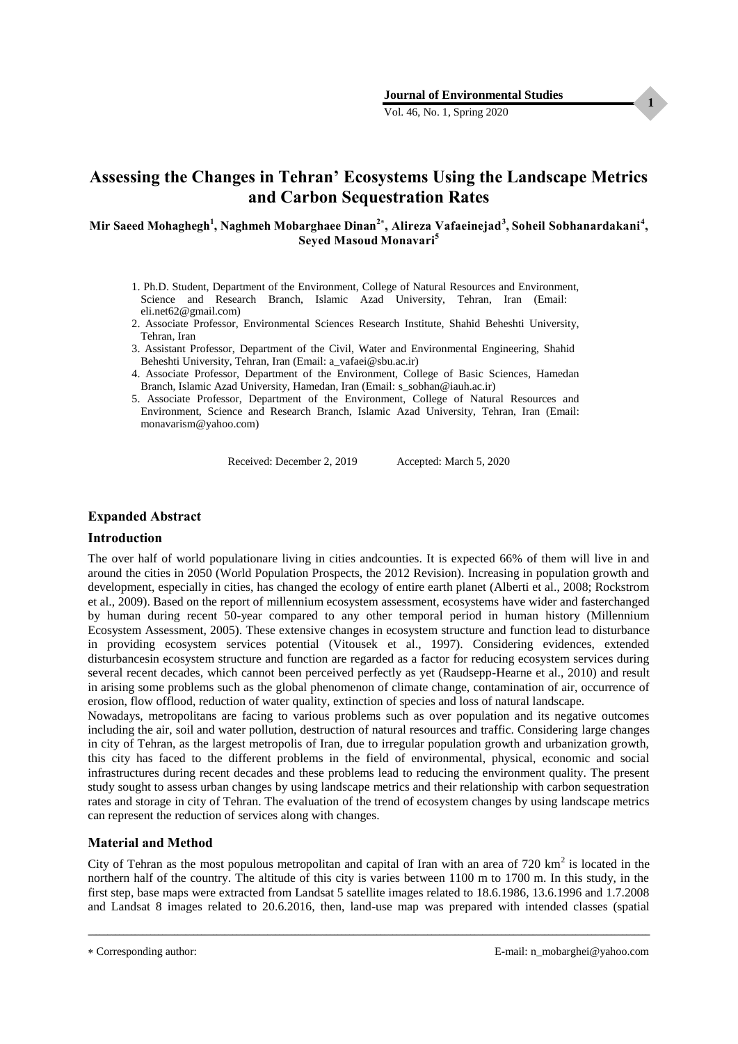# Assessing the Changes in Tehran' Ecosystems Using the Landscape Metrics and Carbon Sequestration Rates

**Mir Saeed Mohaghegh[1], Naghmeh Mobarghaee Dinan[2*], Alireza Vafaeinejad[3], Soheil Sobhanardakani[4], Seyed Masoud Monavari[5]**

1. Ph.D. Student, Department of the Environment, College of Natural Resources and Environment, Science and Research Branch, Islamic Azad University, Tehran, Iran (Email: eli.net62@gmail.com)
2. Associate Professor, Environmental Sciences Research Institute, Shahid Beheshti University, Tehran, Iran
3. Assistant Professor, Department of the Civil, Water and Environmental Engineering, Shahid Beheshti University, Tehran, Iran (Email: a_vafaei@sbu.ac.ir)
4. Associate Professor, Department of the Environment, College of Basic Sciences, Hamedan Branch, Islamic Azad University, Hamedan, Iran (Email: s_sobhan@iauh.ac.ir)
5. Associate Professor, Department of the Environment, College of Natural Resources and Environment, Science and Research Branch, Islamic Azad University, Tehran, Iran (Email: monavarism@yahoo.com)

Received: December 2, 2019 Accepted: March 5, 2020

## Expanded Abstract

### Introduction

The over half of world populationare living in cities andcounties. It is expected 66% of them will live in and around the cities in 2050 (World Population Prospects, the 2012 Revision). Increasing in population growth and development, especially in cities, has changed the ecology of entire earth planet (Alberti et al., 2008; Rockstrom et al., 2009). Based on the report of millennium ecosystem assessment, ecosystems have wider and fasterchanged by human during recent 50-year compared to any other temporal period in human history (Millennium Ecosystem Assessment, 2005). These extensive changes in ecosystem structure and function lead to disturbance in providing ecosystem services potential (Vitousek et al., 1997). Considering evidences, extended disturbancesin ecosystem structure and function are regarded as a factor for reducing ecosystem services during several recent decades, which cannot been perceived perfectly as yet (Raudsepp-Hearne et al., 2010) and result in arising some problems such as the global phenomenon of climate change, contamination of air, occurrence of erosion, flow offlood, reduction of water quality, extinction of species and loss of natural landscape.

Nowadays, metropolitans are facing to various problems such as over population and its negative outcomes including the air, soil and water pollution, destruction of natural resources and traffic. Considering large changes in city of Tehran, as the largest metropolis of Iran, due to irregular population growth and urbanization growth, this city has faced to the different problems in the field of environmental, physical, economic and social infrastructures during recent decades and these problems lead to reducing the environment quality. The present study sought to assess urban changes by using landscape metrics and their relationship with carbon sequestration rates and storage in city of Tehran. The evaluation of the trend of ecosystem changes by using landscape metrics can represent the reduction of services along with changes.

### Material and Method

City of Tehran as the most populous metropolitan and capital of Iran with an area of 720 $km^2$ is located in the northern half of the country. The altitude of this city is varies between 1100 m to 1700 m. In this study, in the first step, base maps were extracted from Landsat 5 satellite images related to 18.6.1986, 13.6.1996 and 1.7.2008 and Landsat 8 images related to 20.6.2016, then, land-use map was prepared with intended classes (spatial

---

* Corresponding author: E-mail: n_mobarghei@yahoo.com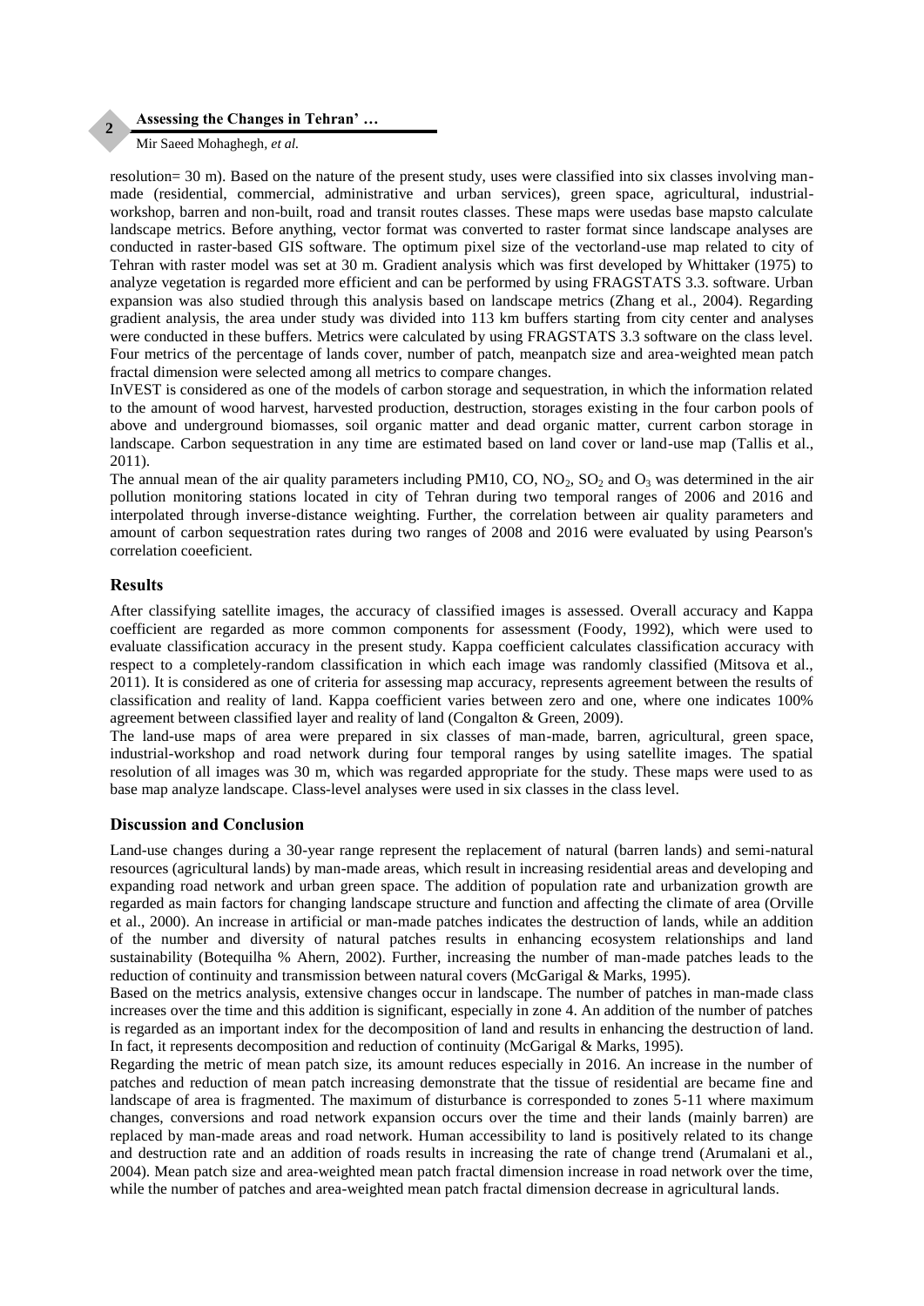resolution= 30 m). Based on the nature of the present study, uses were classified into six classes involving man-made (residential, commercial, administrative and urban services), green space, agricultural, industrial-workshop, barren and non-built, road and transit routes classes. These maps were usedas base mapsto calculate landscape metrics. Before anything, vector format was converted to raster format since landscape analyses are conducted in raster-based GIS software. The optimum pixel size of the vectorland-use map related to city of Tehran with raster model was set at 30 m. Gradient analysis which was first developed by Whittaker (1975) to analyze vegetation is regarded more efficient and can be performed by using FRAGSTATS 3.3. software. Urban expansion was also studied through this analysis based on landscape metrics (Zhang et al., 2004). Regarding gradient analysis, the area under study was divided into 113 km buffers starting from city center and analyses were conducted in these buffers. Metrics were calculated by using FRAGSTATS 3.3 software on the class level. Four metrics of the percentage of lands cover, number of patch, meanpatch size and area-weighted mean patch fractal dimension were selected among all metrics to compare changes.

InVEST is considered as one of the models of carbon storage and sequestration, in which the information related to the amount of wood harvest, harvested production, destruction, storages existing in the four carbon pools of above and underground biomasses, soil organic matter and dead organic matter, current carbon storage in landscape. Carbon sequestration in any time are estimated based on land cover or land-use map (Tallis et al., 2011).

The annual mean of the air quality parameters including PM10, CO, $NO_2$, $SO_2$ and $O_3$ was determined in the air pollution monitoring stations located in city of Tehran during two temporal ranges of 2006 and 2016 and interpolated through inverse-distance weighting. Further, the correlation between air quality parameters and amount of carbon sequestration rates during two ranges of 2008 and 2016 were evaluated by using Pearson's correlation coeeficient.

## Results

After classifying satellite images, the accuracy of classified images is assessed. Overall accuracy and Kappa coefficient are regarded as more common components for assessment (Foody, 1992), which were used to evaluate classification accuracy in the present study. Kappa coefficient calculates classification accuracy with respect to a completely-random classification in which each image was randomly classified (Mitsova et al., 2011). It is considered as one of criteria for assessing map accuracy, represents agreement between the results of classification and reality of land. Kappa coefficient varies between zero and one, where one indicates 100% agreement between classified layer and reality of land (Congalton & Green, 2009).

The land-use maps of area were prepared in six classes of man-made, barren, agricultural, green space, industrial-workshop and road network during four temporal ranges by using satellite images. The spatial resolution of all images was 30 m, which was regarded appropriate for the study. These maps were used to as base map analyze landscape. Class-level analyses were used in six classes in the class level.

## Discussion and Conclusion

Land-use changes during a 30-year range represent the replacement of natural (barren lands) and semi-natural resources (agricultural lands) by man-made areas, which result in increasing residential areas and developing and expanding road network and urban green space. The addition of population rate and urbanization growth are regarded as main factors for changing landscape structure and function and affecting the climate of area (Orville et al., 2000). An increase in artificial or man-made patches indicates the destruction of lands, while an addition of the number and diversity of natural patches results in enhancing ecosystem relationships and land sustainability (Botequilha % Ahern, 2002). Further, increasing the number of man-made patches leads to the reduction of continuity and transmission between natural covers (McGarigal & Marks, 1995).

Based on the metrics analysis, extensive changes occur in landscape. The number of patches in man-made class increases over the time and this addition is significant, especially in zone 4. An addition of the number of patches is regarded as an important index for the decomposition of land and results in enhancing the destruction of land. In fact, it represents decomposition and reduction of continuity (McGarigal & Marks, 1995).

Regarding the metric of mean patch size, its amount reduces especially in 2016. An increase in the number of patches and reduction of mean patch increasing demonstrate that the tissue of residential are became fine and landscape of area is fragmented. The maximum of disturbance is corresponded to zones 5-11 where maximum changes, conversions and road network expansion occurs over the time and their lands (mainly barren) are replaced by man-made areas and road network. Human accessibility to land is positively related to its change and destruction rate and an addition of roads results in increasing the rate of change trend (Arumalani et al., 2004). Mean patch size and area-weighted mean patch fractal dimension increase in road network over the time, while the number of patches and area-weighted mean patch fractal dimension decrease in agricultural lands.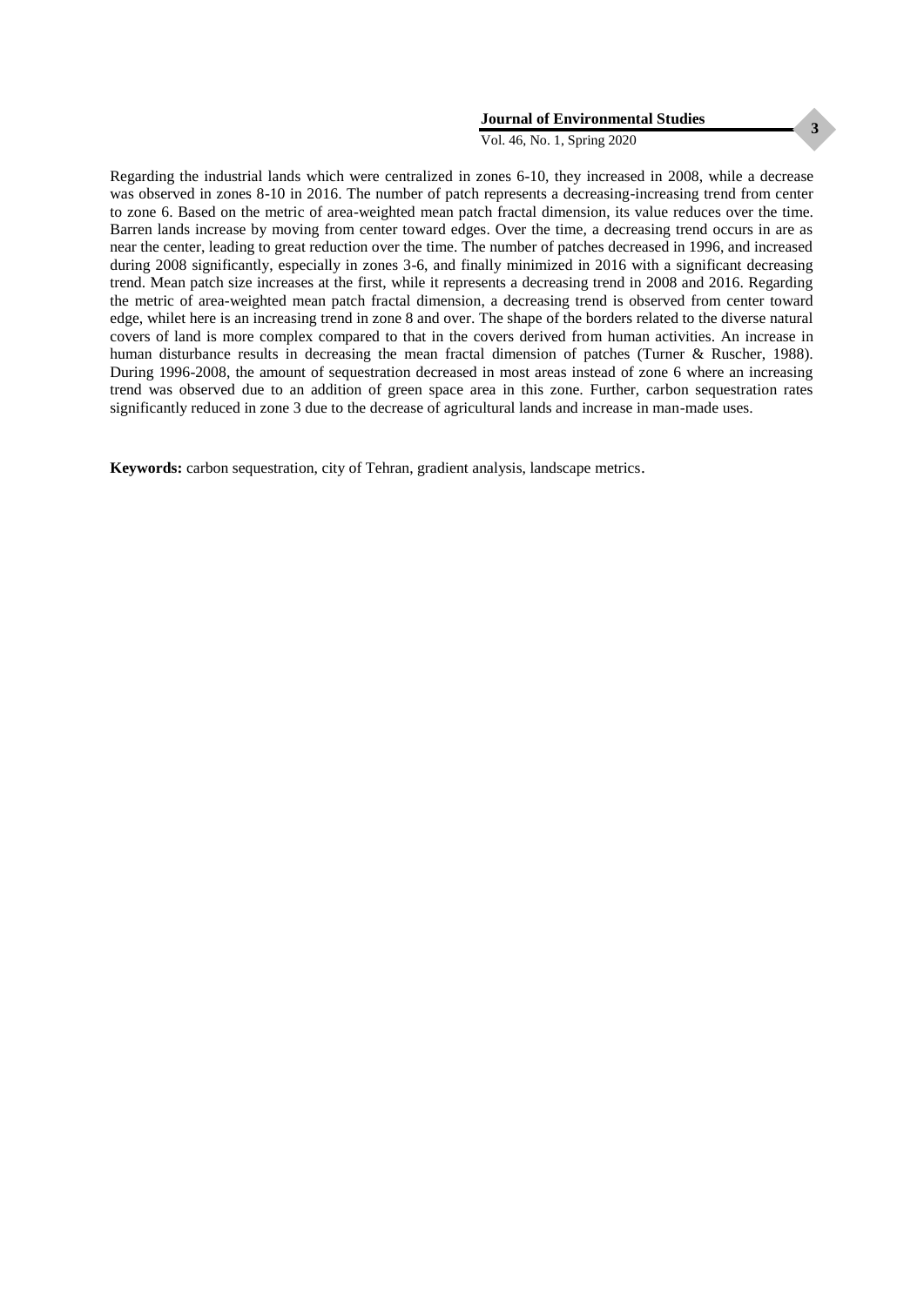Regarding the industrial lands which were centralized in zones 6-10, they increased in 2008, while a decrease was observed in zones 8-10 in 2016. The number of patch represents a decreasing-increasing trend from center to zone 6. Based on the metric of area-weighted mean patch fractal dimension, its value reduces over the time. Barren lands increase by moving from center toward edges. Over the time, a decreasing trend occurs in are as near the center, leading to great reduction over the time. The number of patches decreased in 1996, and increased during 2008 significantly, especially in zones 3-6, and finally minimized in 2016 with a significant decreasing trend. Mean patch size increases at the first, while it represents a decreasing trend in 2008 and 2016. Regarding the metric of area-weighted mean patch fractal dimension, a decreasing trend is observed from center toward edge, whilet here is an increasing trend in zone 8 and over. The shape of the borders related to the diverse natural covers of land is more complex compared to that in the covers derived from human activities. An increase in human disturbance results in decreasing the mean fractal dimension of patches (Turner & Ruscher, 1988). During 1996-2008, the amount of sequestration decreased in most areas instead of zone 6 where an increasing trend was observed due to an addition of green space area in this zone. Further, carbon sequestration rates significantly reduced in zone 3 due to the decrease of agricultural lands and increase in man-made uses.

**Keywords:** carbon sequestration, city of Tehran, gradient analysis, landscape metrics.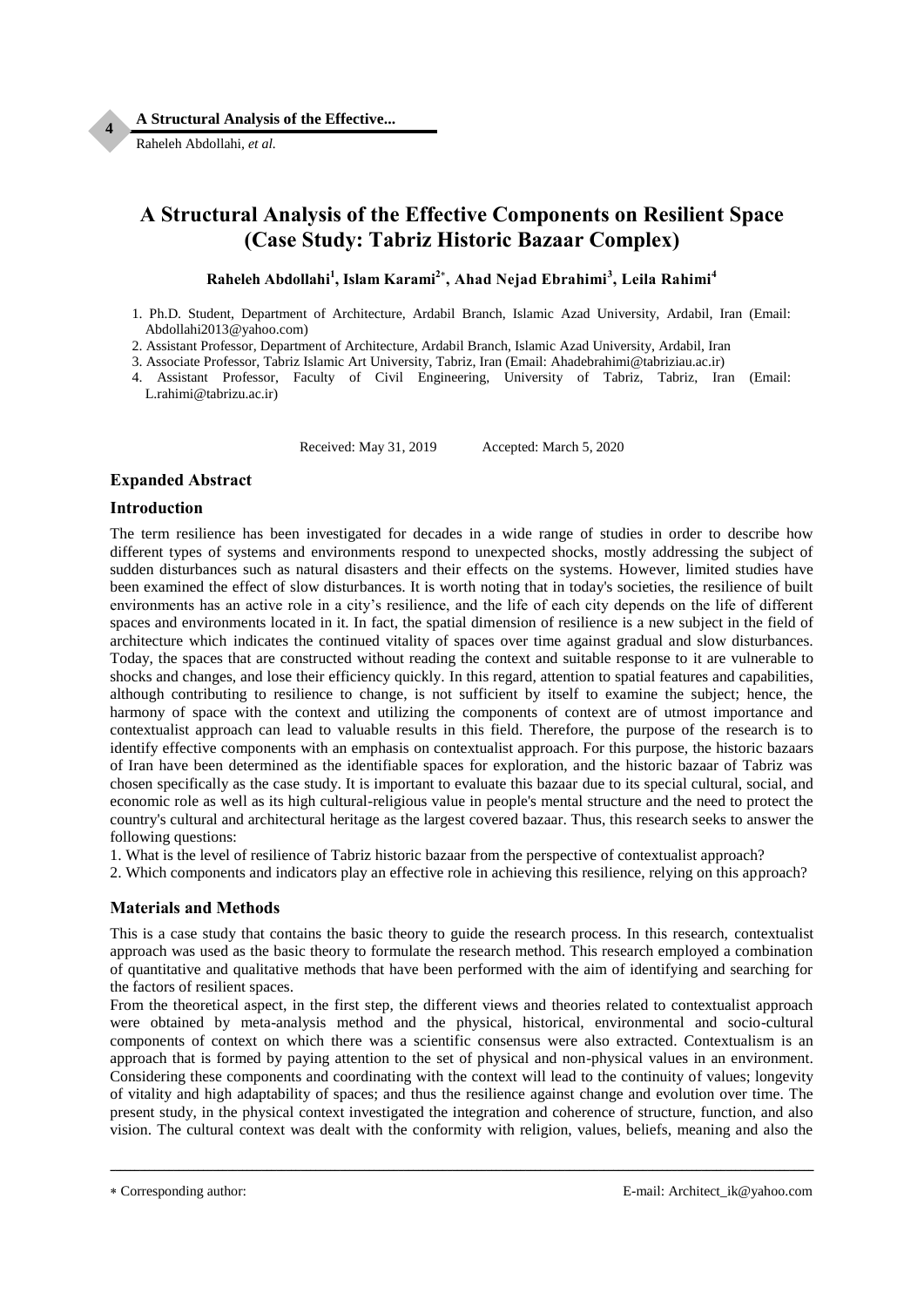# A Structural Analysis of the Effective Components on Resilient Space (Case Study: Tabriz Historic Bazaar Complex)

**Raheleh Abdollahi[1], Islam Karami[2*], Ahad Nejad Ebrahimi[3], Leila Rahimi[4]**

1. Ph.D. Student, Department of Architecture, Ardabil Branch, Islamic Azad University, Ardabil, Iran (Email: Abdollahi2013@yahoo.com)
2. Assistant Professor, Department of Architecture, Ardabil Branch, Islamic Azad University, Ardabil, Iran
3. Associate Professor, Tabriz Islamic Art University, Tabriz, Iran (Email: Ahadebrahimi@tabriziau.ac.ir)
4. Assistant Professor, Faculty of Civil Engineering, University of Tabriz, Tabriz, Iran (Email: L.rahimi@tabrizu.ac.ir)

Received: May 31, 2019 Accepted: March 5, 2020

## Expanded Abstract

### Introduction

The term resilience has been investigated for decades in a wide range of studies in order to describe how different types of systems and environments respond to unexpected shocks, mostly addressing the subject of sudden disturbances such as natural disasters and their effects on the systems. However, limited studies have been examined the effect of slow disturbances. It is worth noting that in today's societies, the resilience of built environments has an active role in a city's resilience, and the life of each city depends on the life of different spaces and environments located in it. In fact, the spatial dimension of resilience is a new subject in the field of architecture which indicates the continued vitality of spaces over time against gradual and slow disturbances. Today, the spaces that are constructed without reading the context and suitable response to it are vulnerable to shocks and changes, and lose their efficiency quickly. In this regard, attention to spatial features and capabilities, although contributing to resilience to change, is not sufficient by itself to examine the subject; hence, the harmony of space with the context and utilizing the components of context are of utmost importance and contextualist approach can lead to valuable results in this field. Therefore, the purpose of the research is to identify effective components with an emphasis on contextualist approach. For this purpose, the historic bazaars of Iran have been determined as the identifiable spaces for exploration, and the historic bazaar of Tabriz was chosen specifically as the case study. It is important to evaluate this bazaar due to its special cultural, social, and economic role as well as its high cultural-religious value in people's mental structure and the need to protect the country's cultural and architectural heritage as the largest covered bazaar. Thus, this research seeks to answer the following questions:

1. What is the level of resilience of Tabriz historic bazaar from the perspective of contextualist approach?
2. Which components and indicators play an effective role in achieving this resilience, relying on this approach?

### Materials and Methods

This is a case study that contains the basic theory to guide the research process. In this research, contextualist approach was used as the basic theory to formulate the research method. This research employed a combination of quantitative and qualitative methods that have been performed with the aim of identifying and searching for the factors of resilient spaces.

From the theoretical aspect, in the first step, the different views and theories related to contextualist approach were obtained by meta-analysis method and the physical, historical, environmental and socio-cultural components of context on which there was a scientific consensus were also extracted. Contextualism is an approach that is formed by paying attention to the set of physical and non-physical values in an environment. Considering these components and coordinating with the context will lead to the continuity of values; longevity of vitality and high adaptability of spaces; and thus the resilience against change and evolution over time. The present study, in the physical context investigated the integration and coherence of structure, function, and also vision. The cultural context was dealt with the conformity with religion, values, beliefs, meaning and also the

---

* Corresponding author: E-mail: Architect_ik@yahoo.com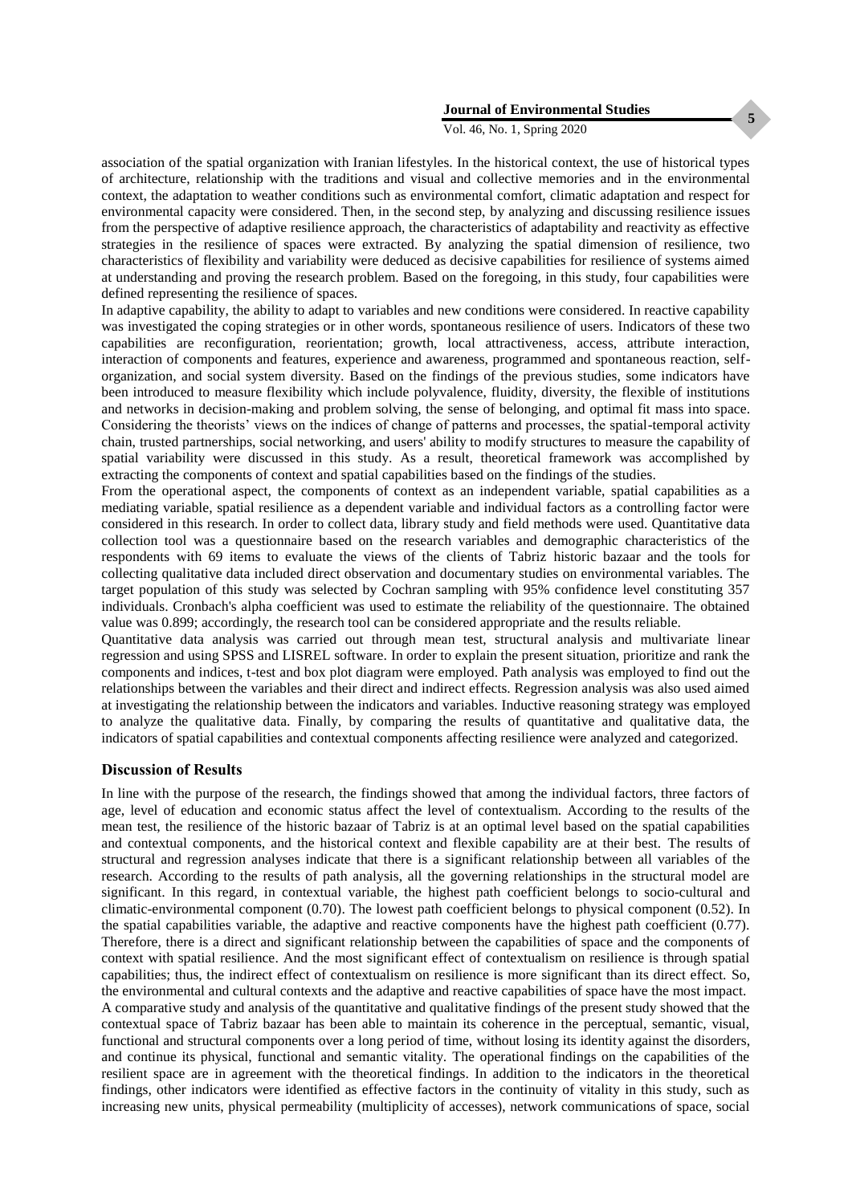association of the spatial organization with Iranian lifestyles. In the historical context, the use of historical types of architecture, relationship with the traditions and visual and collective memories and in the environmental context, the adaptation to weather conditions such as environmental comfort, climatic adaptation and respect for environmental capacity were considered. Then, in the second step, by analyzing and discussing resilience issues from the perspective of adaptive resilience approach, the characteristics of adaptability and reactivity as effective strategies in the resilience of spaces were extracted. By analyzing the spatial dimension of resilience, two characteristics of flexibility and variability were deduced as decisive capabilities for resilience of systems aimed at understanding and proving the research problem. Based on the foregoing, in this study, four capabilities were defined representing the resilience of spaces.

In adaptive capability, the ability to adapt to variables and new conditions were considered. In reactive capability was investigated the coping strategies or in other words, spontaneous resilience of users. Indicators of these two capabilities are reconfiguration, reorientation; growth, local attractiveness, access, attribute interaction, interaction of components and features, experience and awareness, programmed and spontaneous reaction, self-organization, and social system diversity. Based on the findings of the previous studies, some indicators have been introduced to measure flexibility which include polyvalence, fluidity, diversity, the flexible of institutions and networks in decision-making and problem solving, the sense of belonging, and optimal fit mass into space. Considering the theorists' views on the indices of change of patterns and processes, the spatial-temporal activity chain, trusted partnerships, social networking, and users' ability to modify structures to measure the capability of spatial variability were discussed in this study. As a result, theoretical framework was accomplished by extracting the components of context and spatial capabilities based on the findings of the studies.

From the operational aspect, the components of context as an independent variable, spatial capabilities as a mediating variable, spatial resilience as a dependent variable and individual factors as a controlling factor were considered in this research. In order to collect data, library study and field methods were used. Quantitative data collection tool was a questionnaire based on the research variables and demographic characteristics of the respondents with 69 items to evaluate the views of the clients of Tabriz historic bazaar and the tools for collecting qualitative data included direct observation and documentary studies on environmental variables. The target population of this study was selected by Cochran sampling with 95% confidence level constituting 357 individuals. Cronbach's alpha coefficient was used to estimate the reliability of the questionnaire. The obtained value was 0.899; accordingly, the research tool can be considered appropriate and the results reliable.

Quantitative data analysis was carried out through mean test, structural analysis and multivariate linear regression and using SPSS and LISREL software. In order to explain the present situation, prioritize and rank the components and indices, t-test and box plot diagram were employed. Path analysis was employed to find out the relationships between the variables and their direct and indirect effects. Regression analysis was also used aimed at investigating the relationship between the indicators and variables. Inductive reasoning strategy was employed to analyze the qualitative data. Finally, by comparing the results of quantitative and qualitative data, the indicators of spatial capabilities and contextual components affecting resilience were analyzed and categorized.

### Discussion of Results

In line with the purpose of the research, the findings showed that among the individual factors, three factors of age, level of education and economic status affect the level of contextualism. According to the results of the mean test, the resilience of the historic bazaar of Tabriz is at an optimal level based on the spatial capabilities and contextual components, and the historical context and flexible capability are at their best. The results of structural and regression analyses indicate that there is a significant relationship between all variables of the research. According to the results of path analysis, all the governing relationships in the structural model are significant. In this regard, in contextual variable, the highest path coefficient belongs to socio-cultural and climatic-environmental component (0.70). The lowest path coefficient belongs to physical component (0.52). In the spatial capabilities variable, the adaptive and reactive components have the highest path coefficient (0.77). Therefore, there is a direct and significant relationship between the capabilities of space and the components of context with spatial resilience. And the most significant effect of contextualism on resilience is through spatial capabilities; thus, the indirect effect of contextualism on resilience is more significant than its direct effect. So, the environmental and cultural contexts and the adaptive and reactive capabilities of space have the most impact.

A comparative study and analysis of the quantitative and qualitative findings of the present study showed that the contextual space of Tabriz bazaar has been able to maintain its coherence in the perceptual, semantic, visual, functional and structural components over a long period of time, without losing its identity against the disorders, and continue its physical, functional and semantic vitality. The operational findings on the capabilities of the resilient space are in agreement with the theoretical findings. In addition to the indicators in the theoretical findings, other indicators were identified as effective factors in the continuity of vitality in this study, such as increasing new units, physical permeability (multiplicity of accesses), network communications of space, social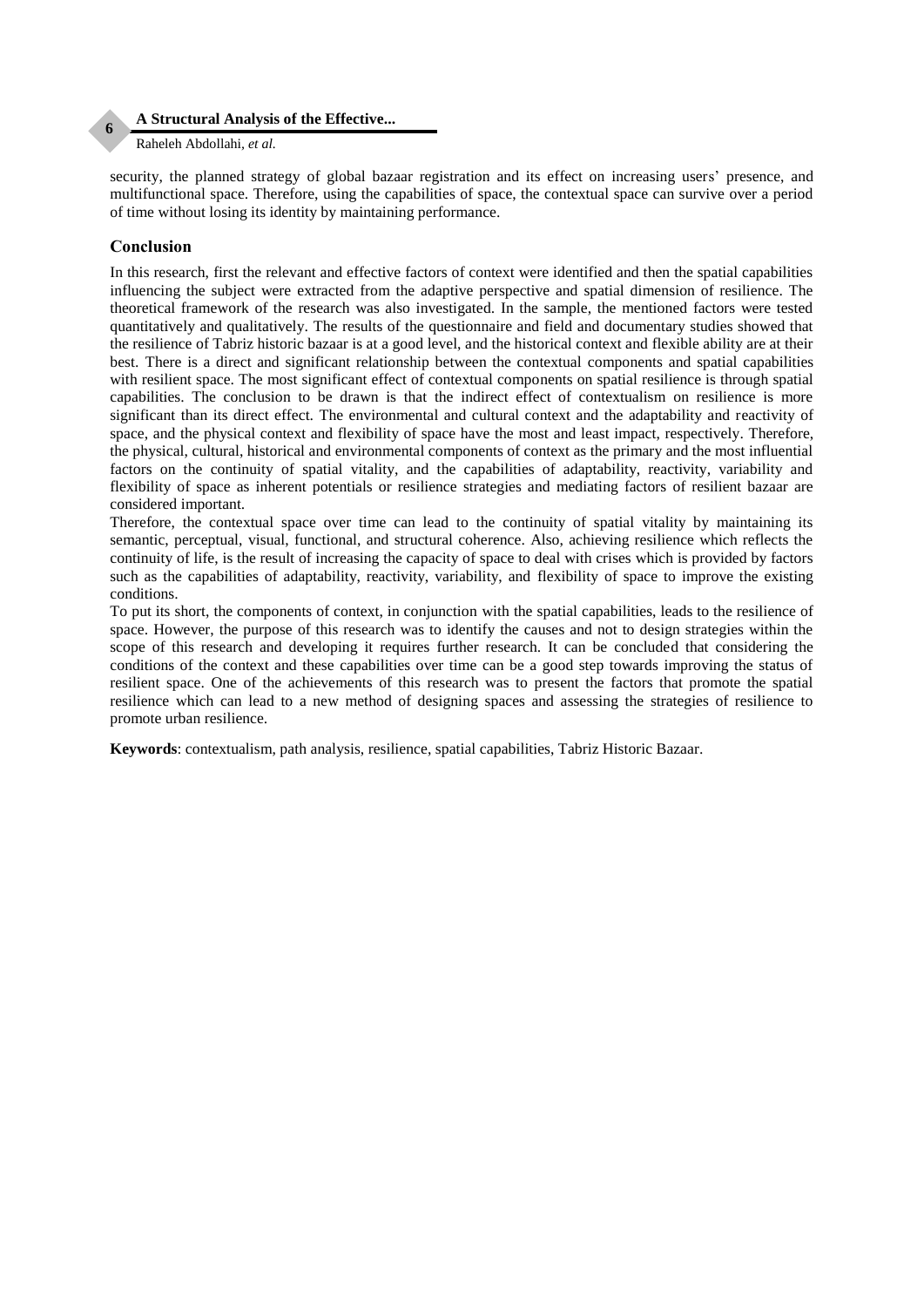security, the planned strategy of global bazaar registration and its effect on increasing users' presence, and multifunctional space. Therefore, using the capabilities of space, the contextual space can survive over a period of time without losing its identity by maintaining performance.

## Conclusion

In this research, first the relevant and effective factors of context were identified and then the spatial capabilities influencing the subject were extracted from the adaptive perspective and spatial dimension of resilience. The theoretical framework of the research was also investigated. In the sample, the mentioned factors were tested quantitatively and qualitatively. The results of the questionnaire and field and documentary studies showed that the resilience of Tabriz historic bazaar is at a good level, and the historical context and flexible ability are at their best. There is a direct and significant relationship between the contextual components and spatial capabilities with resilient space. The most significant effect of contextual components on spatial resilience is through spatial capabilities. The conclusion to be drawn is that the indirect effect of contextualism on resilience is more significant than its direct effect. The environmental and cultural context and the adaptability and reactivity of space, and the physical context and flexibility of space have the most and least impact, respectively. Therefore, the physical, cultural, historical and environmental components of context as the primary and the most influential factors on the continuity of spatial vitality, and the capabilities of adaptability, reactivity, variability and flexibility of space as inherent potentials or resilience strategies and mediating factors of resilient bazaar are considered important.

Therefore, the contextual space over time can lead to the continuity of spatial vitality by maintaining its semantic, perceptual, visual, functional, and structural coherence. Also, achieving resilience which reflects the continuity of life, is the result of increasing the capacity of space to deal with crises which is provided by factors such as the capabilities of adaptability, reactivity, variability, and flexibility of space to improve the existing conditions.

To put its short, the components of context, in conjunction with the spatial capabilities, leads to the resilience of space. However, the purpose of this research was to identify the causes and not to design strategies within the scope of this research and developing it requires further research. It can be concluded that considering the conditions of the context and these capabilities over time can be a good step towards improving the status of resilient space. One of the achievements of this research was to present the factors that promote the spatial resilience which can lead to a new method of designing spaces and assessing the strategies of resilience to promote urban resilience.

**Keywords**: contextualism, path analysis, resilience, spatial capabilities, Tabriz Historic Bazaar.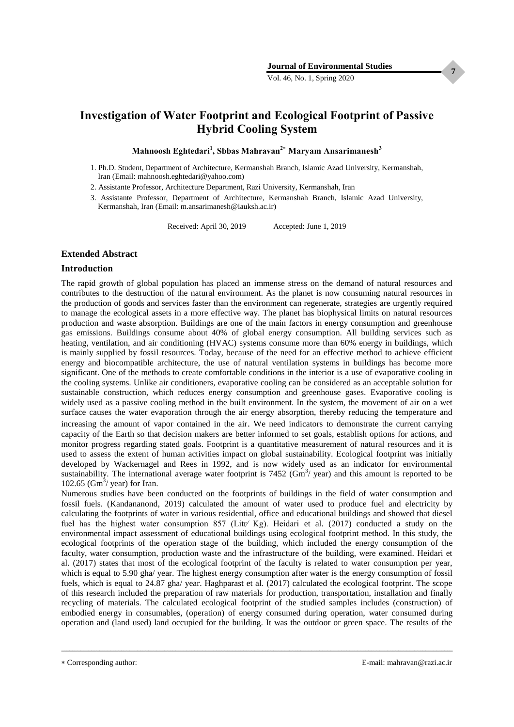# Investigation of Water Footprint and Ecological Footprint of Passive Hybrid Cooling System

**Mahnoosh Eghtedari[1], Sbbas Mahravan[2*] Maryam Ansarimanesh[3]**

1. Ph.D. Student, Department of Architecture, Kermanshah Branch, Islamic Azad University, Kermanshah, Iran (Email: mahnoosh.eghtedari@yahoo.com)
2. Assistante Professor, Architecture Department, Razi University, Kermanshah, Iran
3. Assistante Professor, Department of Architecture, Kermanshah Branch, Islamic Azad University, Kermanshah, Iran (Email: m.ansarimanesh@iauksh.ac.ir)

Received: April 30, 2019 Accepted: June 1, 2019

## Extended Abstract

### Introduction

The rapid growth of global population has placed an immense stress on the demand of natural resources and contributes to the destruction of the natural environment. As the planet is now consuming natural resources in the production of goods and services faster than the environment can regenerate, strategies are urgently required to manage the ecological assets in a more effective way. The planet has biophysical limits on natural resources production and waste absorption. Buildings are one of the main factors in energy consumption and greenhouse gas emissions. Buildings consume about 40% of global energy consumption. All building services such as heating, ventilation, and air conditioning (HVAC) systems consume more than 60% energy in buildings, which is mainly supplied by fossil resources. Today, because of the need for an effective method to achieve efficient energy and biocompatible architecture, the use of natural ventilation systems in buildings has become more significant. One of the methods to create comfortable conditions in the interior is a use of evaporative cooling in the cooling systems. Unlike air conditioners, evaporative cooling can be considered as an acceptable solution for sustainable construction, which reduces energy consumption and greenhouse gases. Evaporative cooling is widely used as a passive cooling method in the built environment. In the system, the movement of air on a wet surface causes the water evaporation through the air energy absorption, thereby reducing the temperature and increasing the amount of vapor contained in the air. We need indicators to demonstrate the current carrying capacity of the Earth so that decision makers are better informed to set goals, establish options for actions, and monitor progress regarding stated goals. Footprint is a quantitative measurement of natural resources and it is used to assess the extent of human activities impact on global sustainability. Ecological footprint was initially developed by Wackernagel and Rees in 1992, and is now widely used as an indicator for environmental sustainability. The international average water footprint is 7452 ($Gm^3$/ year) and this amount is reported to be 102.65 ($Gm^3$/ year) for Iran.

Numerous studies have been conducted on the footprints of buildings in the field of water consumption and fossil fuels. (Kandananond, 2019) calculated the amount of water used to produce fuel and electricity by calculating the footprints of water in various residential, office and educational buildings and showed that diesel fuel has the highest water consumption 857 (Litr⁄ Kg). Heidari et al. (2017) conducted a study on the environmental impact assessment of educational buildings using ecological footprint method. In this study, the ecological footprints of the operation stage of the building, which included the energy consumption of the faculty, water consumption, production waste and the infrastructure of the building, were examined. Heidari et al. (2017) states that most of the ecological footprint of the faculty is related to water consumption per year, which is equal to 5.90 gha/ year. The highest energy consumption after water is the energy consumption of fossil fuels, which is equal to 24.87 gha/ year. Haghparast et al. (2017) calculated the ecological footprint. The scope of this research included the preparation of raw materials for production, transportation, installation and finally recycling of materials. The calculated ecological footprint of the studied samples includes (construction) of embodied energy in consumables, (operation) of energy consumed during operation, water consumed during operation and (land used) land occupied for the building. It was the outdoor or green space. The results of the

---

* Corresponding author: E-mail: mahravan@razi.ac.ir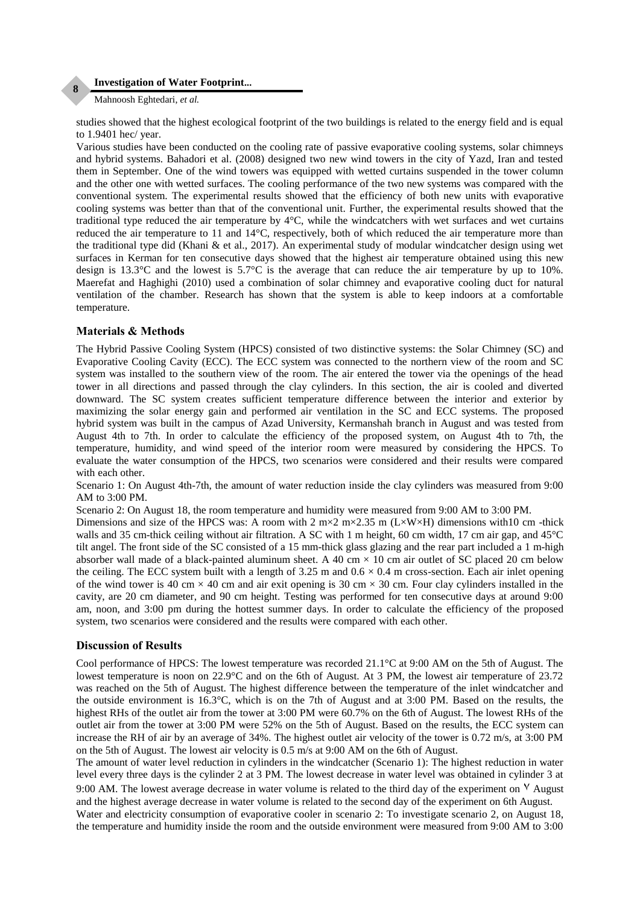studies showed that the highest ecological footprint of the two buildings is related to the energy field and is equal to 1.9401 hec/ year.

Various studies have been conducted on the cooling rate of passive evaporative cooling systems, solar chimneys and hybrid systems. Bahadori et al. (2008) designed two new wind towers in the city of Yazd, Iran and tested them in September. One of the wind towers was equipped with wetted curtains suspended in the tower column and the other one with wetted surfaces. The cooling performance of the two new systems was compared with the conventional system. The experimental results showed that the efficiency of both new units with evaporative cooling systems was better than that of the conventional unit. Further, the experimental results showed that the traditional type reduced the air temperature by 4°C, while the windcatchers with wet surfaces and wet curtains reduced the air temperature to 11 and 14°C, respectively, both of which reduced the air temperature more than the traditional type did (Khani & et al., 2017). An experimental study of modular windcatcher design using wet surfaces in Kerman for ten consecutive days showed that the highest air temperature obtained using this new design is 13.3°C and the lowest is 5.7°C is the average that can reduce the air temperature by up to 10%. Maerefat and Haghighi (2010) used a combination of solar chimney and evaporative cooling duct for natural ventilation of the chamber. Research has shown that the system is able to keep indoors at a comfortable temperature.

## Materials & Methods

The Hybrid Passive Cooling System (HPCS) consisted of two distinctive systems: the Solar Chimney (SC) and Evaporative Cooling Cavity (ECC). The ECC system was connected to the northern view of the room and SC system was installed to the southern view of the room. The air entered the tower via the openings of the head tower in all directions and passed through the clay cylinders. In this section, the air is cooled and diverted downward. The SC system creates sufficient temperature difference between the interior and exterior by maximizing the solar energy gain and performed air ventilation in the SC and ECC systems. The proposed hybrid system was built in the campus of Azad University, Kermanshah branch in August and was tested from August 4th to 7th. In order to calculate the efficiency of the proposed system, on August 4th to 7th, the temperature, humidity, and wind speed of the interior room were measured by considering the HPCS. To evaluate the water consumption of the HPCS, two scenarios were considered and their results were compared with each other.

Scenario 1: On August 4th-7th, the amount of water reduction inside the clay cylinders was measured from 9:00 AM to 3:00 PM.

Scenario 2: On August 18, the room temperature and humidity were measured from 9:00 AM to 3:00 PM.

Dimensions and size of the HPCS was: A room with 2 m×2 m×2.35 m (L×W×H) dimensions with10 cm -thick walls and 35 cm-thick ceiling without air filtration. A SC with 1 m height, 60 cm width, 17 cm air gap, and 45°C tilt angel. The front side of the SC consisted of a 15 mm-thick glass glazing and the rear part included a 1 m-high absorber wall made of a black-painted aluminum sheet. A 40 cm × 10 cm air outlet of SC placed 20 cm below the ceiling. The ECC system built with a length of 3.25 m and 0.6 × 0.4 m cross-section. Each air inlet opening of the wind tower is 40 cm × 40 cm and air exit opening is 30 cm × 30 cm. Four clay cylinders installed in the cavity, are 20 cm diameter, and 90 cm height. Testing was performed for ten consecutive days at around 9:00 am, noon, and 3:00 pm during the hottest summer days. In order to calculate the efficiency of the proposed system, two scenarios were considered and the results were compared with each other.

## Discussion of Results

Cool performance of HPCS: The lowest temperature was recorded 21.1°C at 9:00 AM on the 5th of August. The lowest temperature is noon on 22.9°C and on the 6th of August. At 3 PM, the lowest air temperature of 23.72 was reached on the 5th of August. The highest difference between the temperature of the inlet windcatcher and the outside environment is 16.3°C, which is on the 7th of August and at 3:00 PM. Based on the results, the highest RHs of the outlet air from the tower at 3:00 PM were 60.7% on the 6th of August. The lowest RHs of the outlet air from the tower at 3:00 PM was 52% on the 5th of August. Based on the results, the ECC system can increase the RH of air by an average of 34%. The highest outlet air velocity of the tower is 0.72 m/s, at 3:00 PM on the 5th of August. The lowest air velocity is 0.5 m/s at 9:00 AM on the 6th of August.

The amount of water level reduction in cylinders in the windcatcher (Scenario 1): The highest reduction in water level every three days is the cylinder 2 at 3 PM. The lowest decrease in water level was obtained in cylinder 3 at 9:00 AM. The lowest average decrease in water volume is related to the third day of the experiment on ٧ August and the highest average decrease in water volume is related to the second day of the experiment on 6th August.

Water and electricity consumption of evaporative cooler in scenario 2: To investigate scenario 2, on August 18, the temperature and humidity inside the room and the outside environment were measured from 9:00 AM to 3:00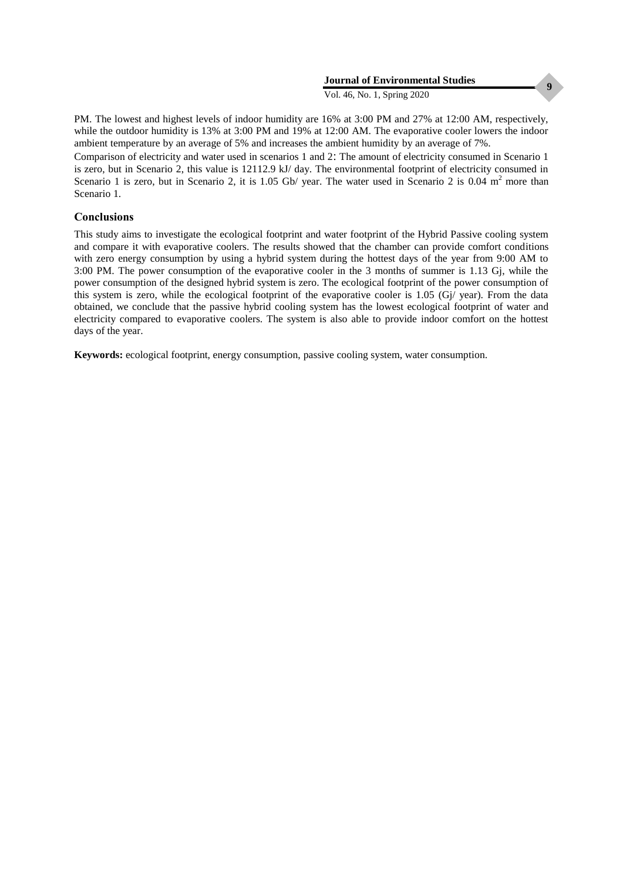PM. The lowest and highest levels of indoor humidity are 16% at 3:00 PM and 27% at 12:00 AM, respectively, while the outdoor humidity is 13% at 3:00 PM and 19% at 12:00 AM. The evaporative cooler lowers the indoor ambient temperature by an average of 5% and increases the ambient humidity by an average of 7%.

Comparison of electricity and water used in scenarios 1 and 2: The amount of electricity consumed in Scenario 1 is zero, but in Scenario 2, this value is 12112.9 kJ/ day. The environmental footprint of electricity consumed in Scenario 1 is zero, but in Scenario 2, it is 1.05 Gb/ year. The water used in Scenario 2 is 0.04 $m^2$ more than Scenario 1.

## Conclusions

This study aims to investigate the ecological footprint and water footprint of the Hybrid Passive cooling system and compare it with evaporative coolers. The results showed that the chamber can provide comfort conditions with zero energy consumption by using a hybrid system during the hottest days of the year from 9:00 AM to 3:00 PM. The power consumption of the evaporative cooler in the 3 months of summer is 1.13 Gj, while the power consumption of the designed hybrid system is zero. The ecological footprint of the power consumption of this system is zero, while the ecological footprint of the evaporative cooler is 1.05 (Gj/ year). From the data obtained, we conclude that the passive hybrid cooling system has the lowest ecological footprint of water and electricity compared to evaporative coolers. The system is also able to provide indoor comfort on the hottest days of the year.

**Keywords:** ecological footprint, energy consumption, passive cooling system, water consumption.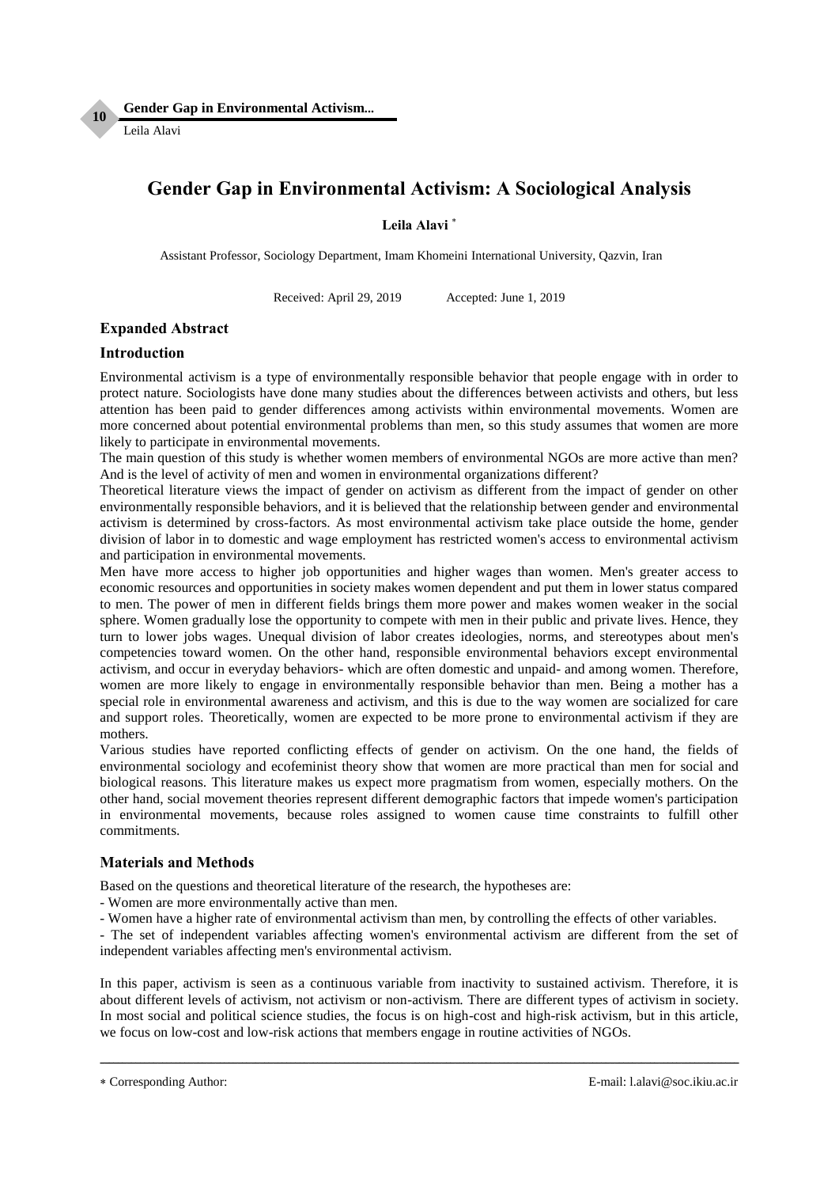# Gender Gap in Environmental Activism: A Sociological Analysis

**Leila Alavi** *

Assistant Professor, Sociology Department, Imam Khomeini International University, Qazvin, Iran

Received: April 29, 2019 Accepted: June 1, 2019

## Expanded Abstract

### Introduction

Environmental activism is a type of environmentally responsible behavior that people engage with in order to protect nature. Sociologists have done many studies about the differences between activists and others, but less attention has been paid to gender differences among activists within environmental movements. Women are more concerned about potential environmental problems than men, so this study assumes that women are more likely to participate in environmental movements.

The main question of this study is whether women members of environmental NGOs are more active than men? And is the level of activity of men and women in environmental organizations different?

Theoretical literature views the impact of gender on activism as different from the impact of gender on other environmentally responsible behaviors, and it is believed that the relationship between gender and environmental activism is determined by cross-factors. As most environmental activism take place outside the home, gender division of labor in to domestic and wage employment has restricted women's access to environmental activism and participation in environmental movements.

Men have more access to higher job opportunities and higher wages than women. Men's greater access to economic resources and opportunities in society makes women dependent and put them in lower status compared to men. The power of men in different fields brings them more power and makes women weaker in the social sphere. Women gradually lose the opportunity to compete with men in their public and private lives. Hence, they turn to lower jobs wages. Unequal division of labor creates ideologies, norms, and stereotypes about men's competencies toward women. On the other hand, responsible environmental behaviors except environmental activism, and occur in everyday behaviors- which are often domestic and unpaid- and among women. Therefore, women are more likely to engage in environmentally responsible behavior than men. Being a mother has a special role in environmental awareness and activism, and this is due to the way women are socialized for care and support roles. Theoretically, women are expected to be more prone to environmental activism if they are mothers.

Various studies have reported conflicting effects of gender on activism. On the one hand, the fields of environmental sociology and ecofeminist theory show that women are more practical than men for social and biological reasons. This literature makes us expect more pragmatism from women, especially mothers. On the other hand, social movement theories represent different demographic factors that impede women's participation in environmental movements, because roles assigned to women cause time constraints to fulfill other commitments.

### Materials and Methods

Based on the questions and theoretical literature of the research, the hypotheses are:

- Women are more environmentally active than men.
- Women have a higher rate of environmental activism than men, by controlling the effects of other variables.
- The set of independent variables affecting women's environmental activism are different from the set of independent variables affecting men's environmental activism.

In this paper, activism is seen as a continuous variable from inactivity to sustained activism. Therefore, it is about different levels of activism, not activism or non-activism. There are different types of activism in society. In most social and political science studies, the focus is on high-cost and high-risk activism, but in this article, we focus on low-cost and low-risk actions that members engage in routine activities of NGOs.

---

* Corresponding Author: E-mail: l.alavi@soc.ikiu.ac.ir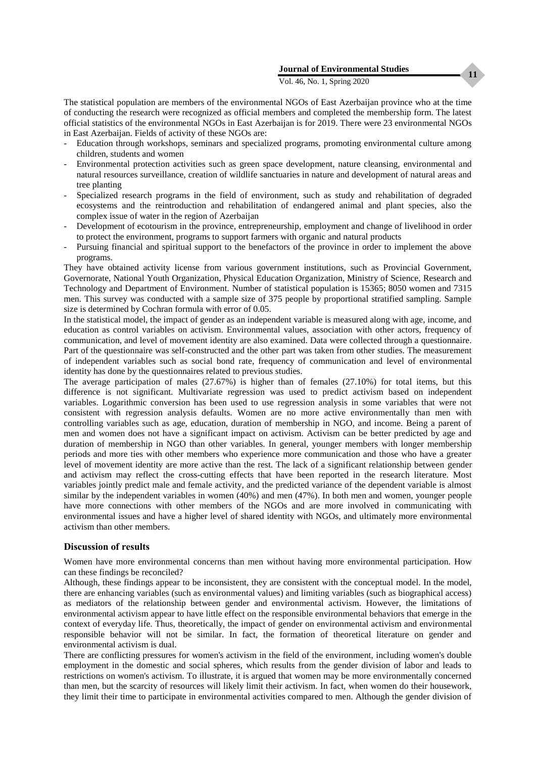The statistical population are members of the environmental NGOs of East Azerbaijan province who at the time of conducting the research were recognized as official members and completed the membership form. The latest official statistics of the environmental NGOs in East Azerbaijan is for 2019. There were 23 environmental NGOs in East Azerbaijan. Fields of activity of these NGOs are:

- Education through workshops, seminars and specialized programs, promoting environmental culture among children, students and women
- Environmental protection activities such as green space development, nature cleansing, environmental and natural resources surveillance, creation of wildlife sanctuaries in nature and development of natural areas and tree planting
- Specialized research programs in the field of environment, such as study and rehabilitation of degraded ecosystems and the reintroduction and rehabilitation of endangered animal and plant species, also the complex issue of water in the region of Azerbaijan
- Development of ecotourism in the province, entrepreneurship, employment and change of livelihood in order to protect the environment, programs to support farmers with organic and natural products
- Pursuing financial and spiritual support to the benefactors of the province in order to implement the above programs.

They have obtained activity license from various government institutions, such as Provincial Government, Governorate, National Youth Organization, Physical Education Organization, Ministry of Science, Research and Technology and Department of Environment. Number of statistical population is 15365; 8050 women and 7315 men. This survey was conducted with a sample size of 375 people by proportional stratified sampling. Sample size is determined by Cochran formula with error of 0.05.

In the statistical model, the impact of gender as an independent variable is measured along with age, income, and education as control variables on activism. Environmental values, association with other actors, frequency of communication, and level of movement identity are also examined. Data were collected through a questionnaire. Part of the questionnaire was self-constructed and the other part was taken from other studies. The measurement of independent variables such as social bond rate, frequency of communication and level of environmental identity has done by the questionnaires related to previous studies.

The average participation of males (27.67%) is higher than of females (27.10%) for total items, but this difference is not significant. Multivariate regression was used to predict activism based on independent variables. Logarithmic conversion has been used to use regression analysis in some variables that were not consistent with regression analysis defaults. Women are no more active environmentally than men with controlling variables such as age, education, duration of membership in NGO, and income. Being a parent of men and women does not have a significant impact on activism. Activism can be better predicted by age and duration of membership in NGO than other variables. In general, younger members with longer membership periods and more ties with other members who experience more communication and those who have a greater level of movement identity are more active than the rest. The lack of a significant relationship between gender and activism may reflect the cross-cutting effects that have been reported in the research literature. Most variables jointly predict male and female activity, and the predicted variance of the dependent variable is almost similar by the independent variables in women (40%) and men (47%). In both men and women, younger people have more connections with other members of the NGOs and are more involved in communicating with environmental issues and have a higher level of shared identity with NGOs, and ultimately more environmental activism than other members.

## Discussion of results

Women have more environmental concerns than men without having more environmental participation. How can these findings be reconciled?

Although, these findings appear to be inconsistent, they are consistent with the conceptual model. In the model, there are enhancing variables (such as environmental values) and limiting variables (such as biographical access) as mediators of the relationship between gender and environmental activism. However, the limitations of environmental activism appear to have little effect on the responsible environmental behaviors that emerge in the context of everyday life. Thus, theoretically, the impact of gender on environmental activism and environmental responsible behavior will not be similar. In fact, the formation of theoretical literature on gender and environmental activism is dual.

There are conflicting pressures for women's activism in the field of the environment, including women's double employment in the domestic and social spheres, which results from the gender division of labor and leads to restrictions on women's activism. To illustrate, it is argued that women may be more environmentally concerned than men, but the scarcity of resources will likely limit their activism. In fact, when women do their housework, they limit their time to participate in environmental activities compared to men. Although the gender division of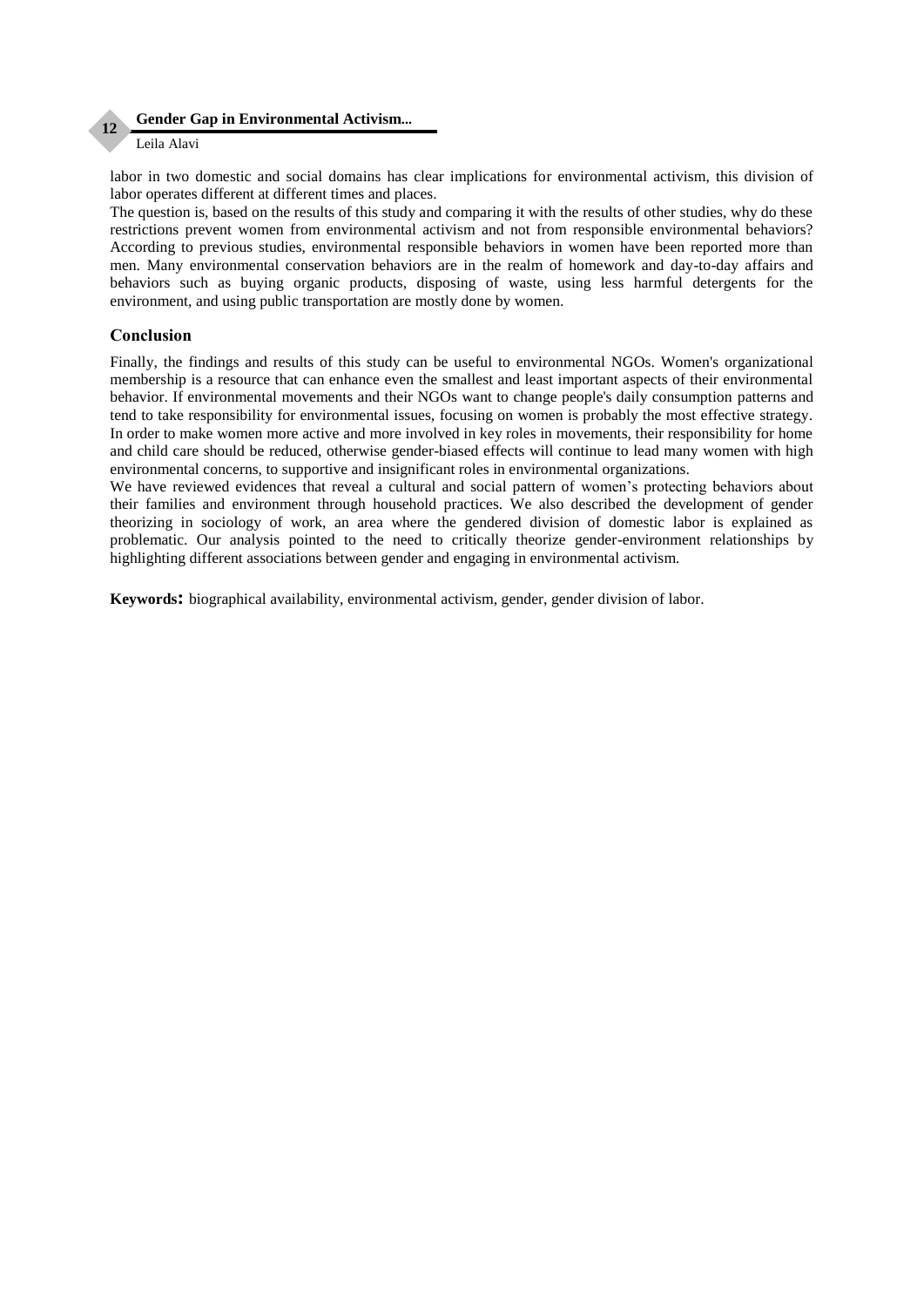labor in two domestic and social domains has clear implications for environmental activism, this division of labor operates different at different times and places.

The question is, based on the results of this study and comparing it with the results of other studies, why do these restrictions prevent women from environmental activism and not from responsible environmental behaviors? According to previous studies, environmental responsible behaviors in women have been reported more than men. Many environmental conservation behaviors are in the realm of homework and day-to-day affairs and behaviors such as buying organic products, disposing of waste, using less harmful detergents for the environment, and using public transportation are mostly done by women.

## Conclusion

Finally, the findings and results of this study can be useful to environmental NGOs. Women's organizational membership is a resource that can enhance even the smallest and least important aspects of their environmental behavior. If environmental movements and their NGOs want to change people's daily consumption patterns and tend to take responsibility for environmental issues, focusing on women is probably the most effective strategy. In order to make women more active and more involved in key roles in movements, their responsibility for home and child care should be reduced, otherwise gender-biased effects will continue to lead many women with high environmental concerns, to supportive and insignificant roles in environmental organizations.

We have reviewed evidences that reveal a cultural and social pattern of women's protecting behaviors about their families and environment through household practices. We also described the development of gender theorizing in sociology of work, an area where the gendered division of domestic labor is explained as problematic. Our analysis pointed to the need to critically theorize gender-environment relationships by highlighting different associations between gender and engaging in environmental activism.

**Keywords:** biographical availability, environmental activism, gender, gender division of labor.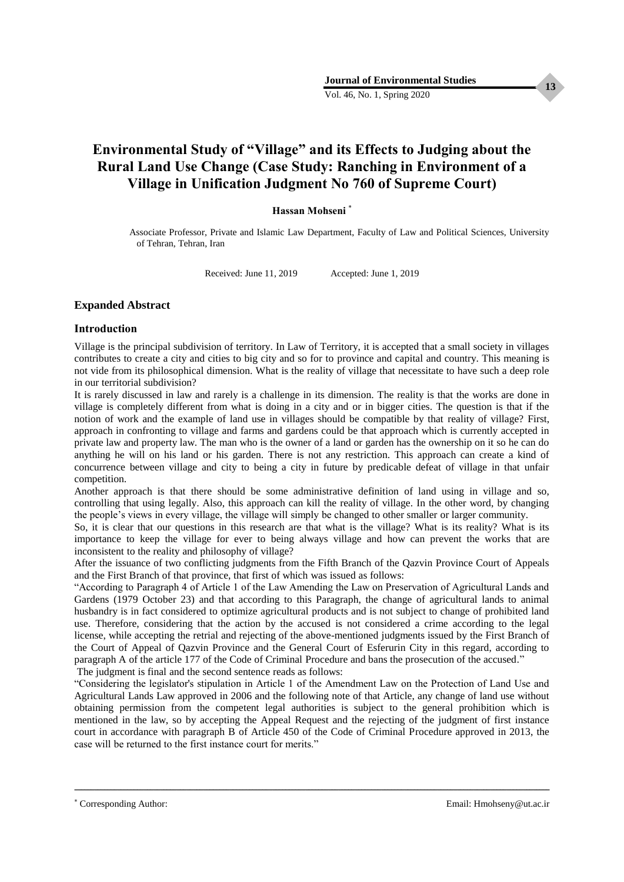# Environmental Study of "Village" and its Effects to Judging about the Rural Land Use Change (Case Study: Ranching in Environment of a Village in Unification Judgment No 760 of Supreme Court)

**Hassan Mohseni** *

Associate Professor, Private and Islamic Law Department, Faculty of Law and Political Sciences, University of Tehran, Tehran, Iran

Received: June 11, 2019 Accepted: June 1, 2019

## Expanded Abstract

### Introduction

Village is the principal subdivision of territory. In Law of Territory, it is accepted that a small society in villages contributes to create a city and cities to big city and so for to province and capital and country. This meaning is not vide from its philosophical dimension. What is the reality of village that necessitate to have such a deep role in our territorial subdivision?

It is rarely discussed in law and rarely is a challenge in its dimension. The reality is that the works are done in village is completely different from what is doing in a city and or in bigger cities. The question is that if the notion of work and the example of land use in villages should be compatible by that reality of village? First, approach in confronting to village and farms and gardens could be that approach which is currently accepted in private law and property law. The man who is the owner of a land or garden has the ownership on it so he can do anything he will on his land or his garden. There is not any restriction. This approach can create a kind of concurrence between village and city to being a city in future by predicable defeat of village in that unfair competition.

Another approach is that there should be some administrative definition of land using in village and so, controlling that using legally. Also, this approach can kill the reality of village. In the other word, by changing the people's views in every village, the village will simply be changed to other smaller or larger community.

So, it is clear that our questions in this research are that what is the village? What is its reality? What is its importance to keep the village for ever to being always village and how can prevent the works that are inconsistent to the reality and philosophy of village?

After the issuance of two conflicting judgments from the Fifth Branch of the Qazvin Province Court of Appeals and the First Branch of that province, that first of which was issued as follows:

"According to Paragraph 4 of Article 1 of the Law Amending the Law on Preservation of Agricultural Lands and Gardens (1979 October 23) and that according to this Paragraph, the change of agricultural lands to animal husbandry is in fact considered to optimize agricultural products and is not subject to change of prohibited land use. Therefore, considering that the action by the accused is not considered a crime according to the legal license, while accepting the retrial and rejecting of the above-mentioned judgments issued by the First Branch of the Court of Appeal of Qazvin Province and the General Court of Esferurin City in this regard, according to paragraph A of the article 177 of the Code of Criminal Procedure and bans the prosecution of the accused."

The judgment is final and the second sentence reads as follows:

"Considering the legislator's stipulation in Article 1 of the Amendment Law on the Protection of Land Use and Agricultural Lands Law approved in 2006 and the following note of that Article, any change of land use without obtaining permission from the competent legal authorities is subject to the general prohibition which is mentioned in the law, so by accepting the Appeal Request and the rejecting of the judgment of first instance court in accordance with paragraph B of Article 450 of the Code of Criminal Procedure approved in 2013, the case will be returned to the first instance court for merits."

---

* Corresponding Author: Email: Hmohseny@ut.ac.ir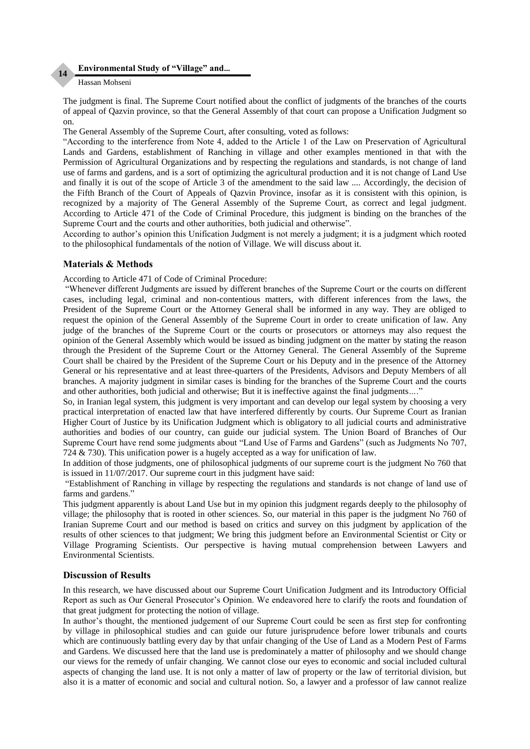The judgment is final. The Supreme Court notified about the conflict of judgments of the branches of the courts of appeal of Qazvin province, so that the General Assembly of that court can propose a Unification Judgment so on.

The General Assembly of the Supreme Court, after consulting, voted as follows:

"According to the interference from Note 4, added to the Article 1 of the Law on Preservation of Agricultural Lands and Gardens, establishment of Ranching in village and other examples mentioned in that with the Permission of Agricultural Organizations and by respecting the regulations and standards, is not change of land use of farms and gardens, and is a sort of optimizing the agricultural production and it is not change of Land Use and finally it is out of the scope of Article 3 of the amendment to the said law .... Accordingly, the decision of the Fifth Branch of the Court of Appeals of Qazvin Province, insofar as it is consistent with this opinion, is recognized by a majority of The General Assembly of the Supreme Court, as correct and legal judgment. According to Article 471 of the Code of Criminal Procedure, this judgment is binding on the branches of the Supreme Court and the courts and other authorities, both judicial and otherwise".

According to author's opinion this Unification Judgment is not merely a judgment; it is a judgment which rooted to the philosophical fundamentals of the notion of Village. We will discuss about it.

## Materials & Methods

According to Article 471 of Code of Criminal Procedure:

"Whenever different Judgments are issued by different branches of the Supreme Court or the courts on different cases, including legal, criminal and non-contentious matters, with different inferences from the laws, the President of the Supreme Court or the Attorney General shall be informed in any way. They are obliged to request the opinion of the General Assembly of the Supreme Court in order to create unification of law. Any judge of the branches of the Supreme Court or the courts or prosecutors or attorneys may also request the opinion of the General Assembly which would be issued as binding judgment on the matter by stating the reason through the President of the Supreme Court or the Attorney General. The General Assembly of the Supreme Court shall be chaired by the President of the Supreme Court or his Deputy and in the presence of the Attorney General or his representative and at least three-quarters of the Presidents, Advisors and Deputy Members of all branches. A majority judgment in similar cases is binding for the branches of the Supreme Court and the courts and other authorities, both judicial and otherwise; But it is ineffective against the final judgments...."

So, in Iranian legal system, this judgment is very important and can develop our legal system by choosing a very practical interpretation of enacted law that have interfered differently by courts. Our Supreme Court as Iranian Higher Court of Justice by its Unification Judgment which is obligatory to all judicial courts and administrative authorities and bodies of our country, can guide our judicial system. The Union Board of Branches of Our Supreme Court have rend some judgments about "Land Use of Farms and Gardens" (such as Judgments No 707, 724 & 730). This unification power is a hugely accepted as a way for unification of law.

In addition of those judgments, one of philosophical judgments of our supreme court is the judgment No 760 that is issued in 11/07/2017. Our supreme court in this judgment have said:

"Establishment of Ranching in village by respecting the regulations and standards is not change of land use of farms and gardens."

This judgment apparently is about Land Use but in my opinion this judgment regards deeply to the philosophy of village; the philosophy that is rooted in other sciences. So, our material in this paper is the judgment No 760 of Iranian Supreme Court and our method is based on critics and survey on this judgment by application of the results of other sciences to that judgment; We bring this judgment before an Environmental Scientist or City or Village Programing Scientists. Our perspective is having mutual comprehension between Lawyers and Environmental Scientists.

## Discussion of Results

In this research, we have discussed about our Supreme Court Unification Judgment and its Introductory Official Report as such as Our General Prosecutor's Opinion. We endeavored here to clarify the roots and foundation of that great judgment for protecting the notion of village.

In author's thought, the mentioned judgement of our Supreme Court could be seen as first step for confronting by village in philosophical studies and can guide our future jurisprudence before lower tribunals and courts which are continuously battling every day by that unfair changing of the Use of Land as a Modern Pest of Farms and Gardens. We discussed here that the land use is predominately a matter of philosophy and we should change our views for the remedy of unfair changing. We cannot close our eyes to economic and social included cultural aspects of changing the land use. It is not only a matter of law of property or the law of territorial division, but also it is a matter of economic and social and cultural notion. So, a lawyer and a professor of law cannot realize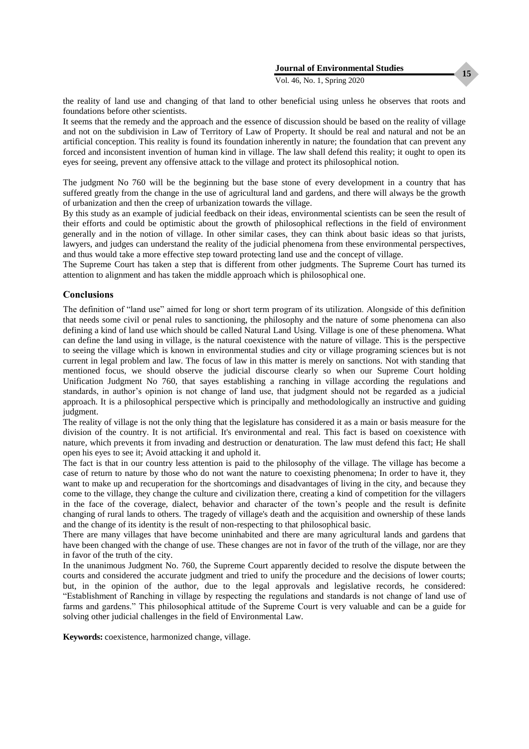the reality of land use and changing of that land to other beneficial using unless he observes that roots and foundations before other scientists.

It seems that the remedy and the approach and the essence of discussion should be based on the reality of village and not on the subdivision in Law of Territory of Law of Property. It should be real and natural and not be an artificial conception. This reality is found its foundation inherently in nature; the foundation that can prevent any forced and inconsistent invention of human kind in village. The law shall defend this reality; it ought to open its eyes for seeing, prevent any offensive attack to the village and protect its philosophical notion.

The judgment No 760 will be the beginning but the base stone of every development in a country that has suffered greatly from the change in the use of agricultural land and gardens, and there will always be the growth of urbanization and then the creep of urbanization towards the village.

By this study as an example of judicial feedback on their ideas, environmental scientists can be seen the result of their efforts and could be optimistic about the growth of philosophical reflections in the field of environment generally and in the notion of village. In other similar cases, they can think about basic ideas so that jurists, lawyers, and judges can understand the reality of the judicial phenomena from these environmental perspectives, and thus would take a more effective step toward protecting land use and the concept of village.

The Supreme Court has taken a step that is different from other judgments. The Supreme Court has turned its attention to alignment and has taken the middle approach which is philosophical one.

## Conclusions

The definition of "land use" aimed for long or short term program of its utilization. Alongside of this definition that needs some civil or penal rules to sanctioning, the philosophy and the nature of some phenomena can also defining a kind of land use which should be called Natural Land Using. Village is one of these phenomena. What can define the land using in village, is the natural coexistence with the nature of village. This is the perspective to seeing the village which is known in environmental studies and city or village programing sciences but is not current in legal problem and law. The focus of law in this matter is merely on sanctions. Not with standing that mentioned focus, we should observe the judicial discourse clearly so when our Supreme Court holding Unification Judgment No 760, that sayes establishing a ranching in village according the regulations and standards, in author's opinion is not change of land use, that judgment should not be regarded as a judicial approach. It is a philosophical perspective which is principally and methodologically an instructive and guiding judgment.

The reality of village is not the only thing that the legislature has considered it as a main or basis measure for the division of the country. It is not artificial. It's environmental and real. This fact is based on coexistence with nature, which prevents it from invading and destruction or denaturation. The law must defend this fact; He shall open his eyes to see it; Avoid attacking it and uphold it.

The fact is that in our country less attention is paid to the philosophy of the village. The village has become a case of return to nature by those who do not want the nature to coexisting phenomena; In order to have it, they want to make up and recuperation for the shortcomings and disadvantages of living in the city, and because they come to the village, they change the culture and civilization there, creating a kind of competition for the villagers in the face of the coverage, dialect, behavior and character of the town's people and the result is definite changing of rural lands to others. The tragedy of village's death and the acquisition and ownership of these lands and the change of its identity is the result of non-respecting to that philosophical basic.

There are many villages that have become uninhabited and there are many agricultural lands and gardens that have been changed with the change of use. These changes are not in favor of the truth of the village, nor are they in favor of the truth of the city.

In the unanimous Judgment No. 760, the Supreme Court apparently decided to resolve the dispute between the courts and considered the accurate judgment and tried to unify the procedure and the decisions of lower courts; but, in the opinion of the author, due to the legal approvals and legislative records, he considered: "Establishment of Ranching in village by respecting the regulations and standards is not change of land use of farms and gardens." This philosophical attitude of the Supreme Court is very valuable and can be a guide for solving other judicial challenges in the field of Environmental Law.

**Keywords:** coexistence, harmonized change, village.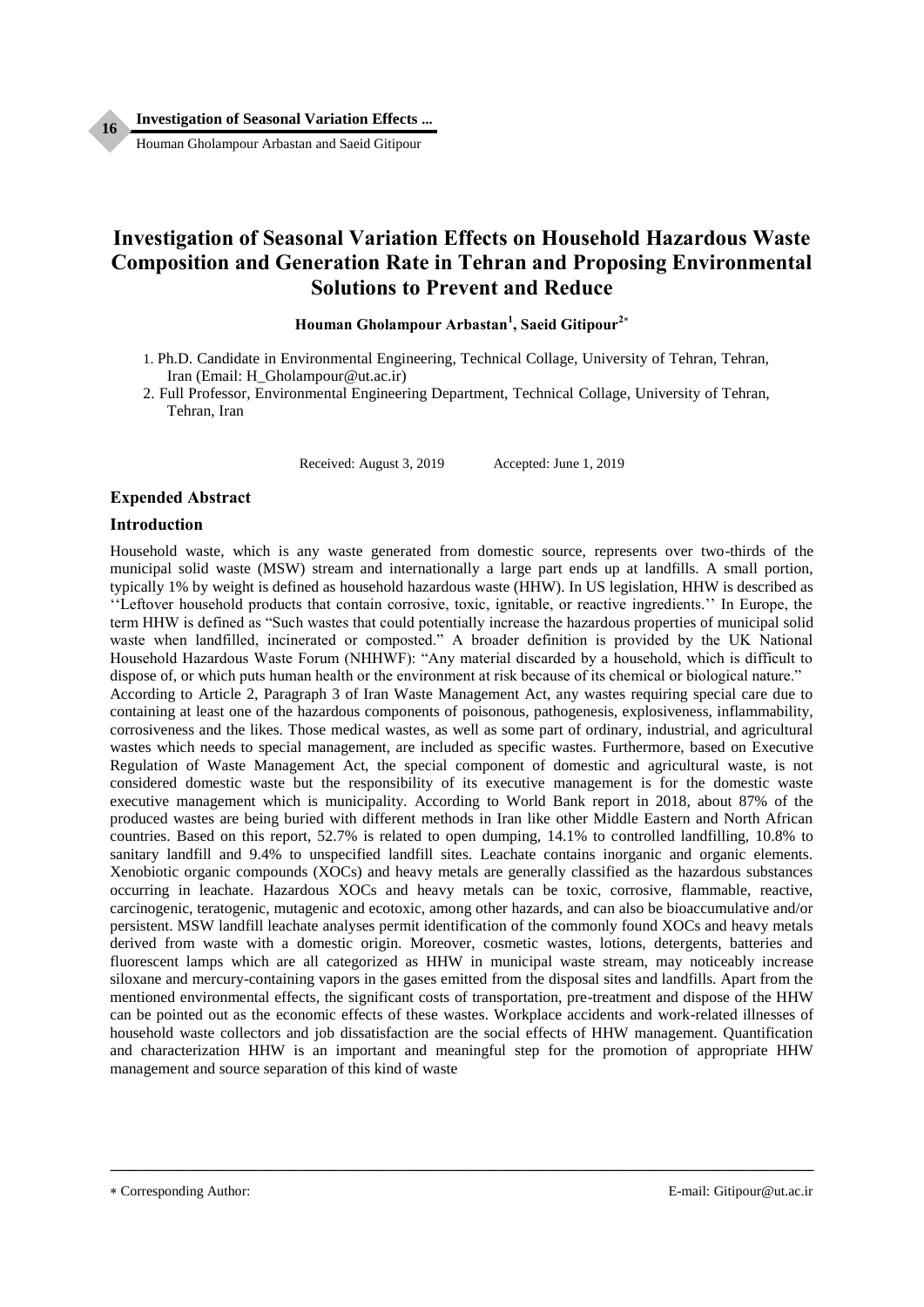# Investigation of Seasonal Variation Effects on Household Hazardous Waste Composition and Generation Rate in Tehran and Proposing Environmental Solutions to Prevent and Reduce

**Houman Gholampour Arbastan[1], Saeid Gitipour[2*]**

1. Ph.D. Candidate in Environmental Engineering, Technical Collage, University of Tehran, Tehran, Iran (Email: H_Gholampour@ut.ac.ir)
2. Full Professor, Environmental Engineering Department, Technical Collage, University of Tehran, Tehran, Iran

Received: August 3, 2019 Accepted: June 1, 2019

## Expended Abstract

### Introduction

Household waste, which is any waste generated from domestic source, represents over two-thirds of the municipal solid waste (MSW) stream and internationally a large part ends up at landfills. A small portion, typically 1% by weight is defined as household hazardous waste (HHW). In US legislation, HHW is described as ''Leftover household products that contain corrosive, toxic, ignitable, or reactive ingredients.'' In Europe, the term HHW is defined as "Such wastes that could potentially increase the hazardous properties of municipal solid waste when landfilled, incinerated or composted." A broader definition is provided by the UK National Household Hazardous Waste Forum (NHHWF): "Any material discarded by a household, which is difficult to dispose of, or which puts human health or the environment at risk because of its chemical or biological nature."

According to Article 2, Paragraph 3 of Iran Waste Management Act, any wastes requiring special care due to containing at least one of the hazardous components of poisonous, pathogenesis, explosiveness, inflammability, corrosiveness and the likes. Those medical wastes, as well as some part of ordinary, industrial, and agricultural wastes which needs to special management, are included as specific wastes. Furthermore, based on Executive Regulation of Waste Management Act, the special component of domestic and agricultural waste, is not considered domestic waste but the responsibility of its executive management is for the domestic waste executive management which is municipality. According to World Bank report in 2018, about 87% of the produced wastes are being buried with different methods in Iran like other Middle Eastern and North African countries. Based on this report, 52.7% is related to open dumping, 14.1% to controlled landfilling, 10.8% to sanitary landfill and 9.4% to unspecified landfill sites. Leachate contains inorganic and organic elements. Xenobiotic organic compounds (XOCs) and heavy metals are generally classified as the hazardous substances occurring in leachate. Hazardous XOCs and heavy metals can be toxic, corrosive, flammable, reactive, carcinogenic, teratogenic, mutagenic and ecotoxic, among other hazards, and can also be bioaccumulative and/or persistent. MSW landfill leachate analyses permit identification of the commonly found XOCs and heavy metals derived from waste with a domestic origin. Moreover, cosmetic wastes, lotions, detergents, batteries and fluorescent lamps which are all categorized as HHW in municipal waste stream, may noticeably increase siloxane and mercury-containing vapors in the gases emitted from the disposal sites and landfills. Apart from the mentioned environmental effects, the significant costs of transportation, pre-treatment and dispose of the HHW can be pointed out as the economic effects of these wastes. Workplace accidents and work-related illnesses of household waste collectors and job dissatisfaction are the social effects of HHW management. Quantification and characterization HHW is an important and meaningful step for the promotion of appropriate HHW management and source separation of this kind of waste

---

* Corresponding Author: E-mail: Gitipour@ut.ac.ir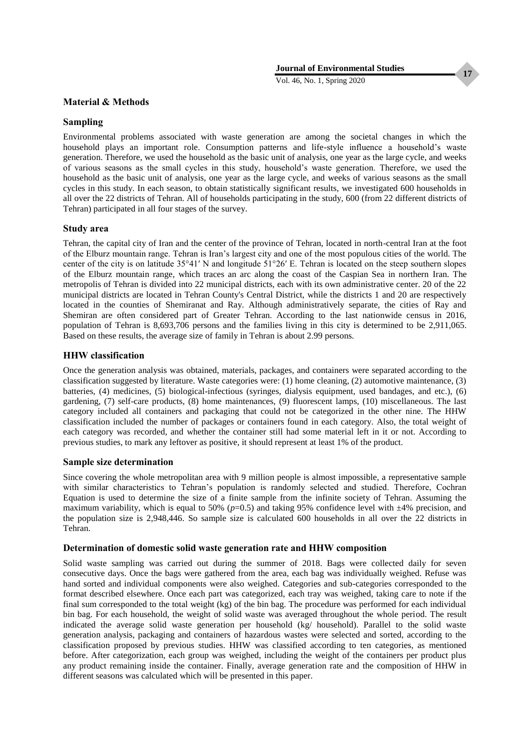## Material & Methods

### Sampling

Environmental problems associated with waste generation are among the societal changes in which the household plays an important role. Consumption patterns and life-style influence a household's waste generation. Therefore, we used the household as the basic unit of analysis, one year as the large cycle, and weeks of various seasons as the small cycles in this study, household's waste generation. Therefore, we used the household as the basic unit of analysis, one year as the large cycle, and weeks of various seasons as the small cycles in this study. In each season, to obtain statistically significant results, we investigated 600 households in all over the 22 districts of Tehran. All of households participating in the study, 600 (from 22 different districts of Tehran) participated in all four stages of the survey.

### Study area

Tehran, the capital city of Iran and the center of the province of Tehran, located in north-central Iran at the foot of the Elburz mountain range. Tehran is Iran's largest city and one of the most populous cities of the world. The center of the city is on latitude 35°41′ N and longitude 51°26′ E. Tehran is located on the steep southern slopes of the Elburz mountain range, which traces an arc along the coast of the Caspian Sea in northern Iran. The metropolis of Tehran is divided into 22 municipal districts, each with its own administrative center. 20 of the 22 municipal districts are located in Tehran County's Central District, while the districts 1 and 20 are respectively located in the counties of Shemiranat and Ray. Although administratively separate, the cities of Ray and Shemiran are often considered part of Greater Tehran. According to the last nationwide census in 2016, population of Tehran is 8,693,706 persons and the families living in this city is determined to be 2,911,065. Based on these results, the average size of family in Tehran is about 2.99 persons.

### HHW classification

Once the generation analysis was obtained, materials, packages, and containers were separated according to the classification suggested by literature. Waste categories were: (1) home cleaning, (2) automotive maintenance, (3) batteries, (4) medicines, (5) biological-infectious (syringes, dialysis equipment, used bandages, and etc.), (6) gardening, (7) self-care products, (8) home maintenances, (9) fluorescent lamps, (10) miscellaneous. The last category included all containers and packaging that could not be categorized in the other nine. The HHW classification included the number of packages or containers found in each category. Also, the total weight of each category was recorded, and whether the container still had some material left in it or not. According to previous studies, to mark any leftover as positive, it should represent at least 1% of the product.

### Sample size determination

Since covering the whole metropolitan area with 9 million people is almost impossible, a representative sample with similar characteristics to Tehran's population is randomly selected and studied. Therefore, Cochran Equation is used to determine the size of a finite sample from the infinite society of Tehran. Assuming the maximum variability, which is equal to 50% ($p$=0.5) and taking 95% confidence level with ±4% precision, and the population size is 2,948,446. So sample size is calculated 600 households in all over the 22 districts in Tehran.

### Determination of domestic solid waste generation rate and HHW composition

Solid waste sampling was carried out during the summer of 2018. Bags were collected daily for seven consecutive days. Once the bags were gathered from the area, each bag was individually weighed. Refuse was hand sorted and individual components were also weighed. Categories and sub-categories corresponded to the format described elsewhere. Once each part was categorized, each tray was weighed, taking care to note if the final sum corresponded to the total weight (kg) of the bin bag. The procedure was performed for each individual bin bag. For each household, the weight of solid waste was averaged throughout the whole period. The result indicated the average solid waste generation per household (kg/ household). Parallel to the solid waste generation analysis, packaging and containers of hazardous wastes were selected and sorted, according to the classification proposed by previous studies. HHW was classified according to ten categories, as mentioned before. After categorization, each group was weighed, including the weight of the containers per product plus any product remaining inside the container. Finally, average generation rate and the composition of HHW in different seasons was calculated which will be presented in this paper.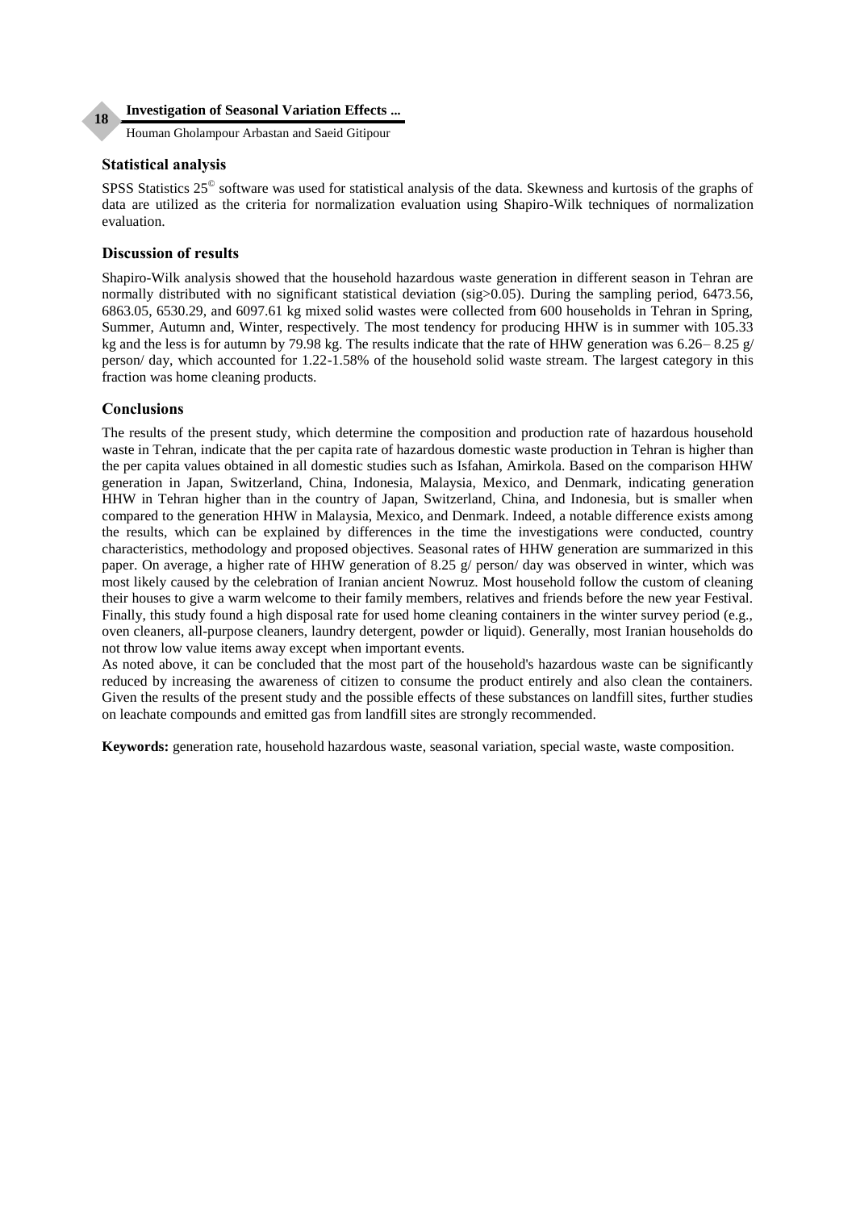## Statistical analysis

SPSS Statistics 25© software was used for statistical analysis of the data. Skewness and kurtosis of the graphs of data are utilized as the criteria for normalization evaluation using Shapiro-Wilk techniques of normalization evaluation.

## Discussion of results

Shapiro-Wilk analysis showed that the household hazardous waste generation in different season in Tehran are normally distributed with no significant statistical deviation (sig>0.05). During the sampling period, 6473.56, 6863.05, 6530.29, and 6097.61 kg mixed solid wastes were collected from 600 households in Tehran in Spring, Summer, Autumn and, Winter, respectively. The most tendency for producing HHW is in summer with 105.33 kg and the less is for autumn by 79.98 kg. The results indicate that the rate of HHW generation was 6.26– 8.25 g/ person/ day, which accounted for 1.22-1.58% of the household solid waste stream. The largest category in this fraction was home cleaning products.

## Conclusions

The results of the present study, which determine the composition and production rate of hazardous household waste in Tehran, indicate that the per capita rate of hazardous domestic waste production in Tehran is higher than the per capita values obtained in all domestic studies such as Isfahan, Amirkola. Based on the comparison HHW generation in Japan, Switzerland, China, Indonesia, Malaysia, Mexico, and Denmark, indicating generation HHW in Tehran higher than in the country of Japan, Switzerland, China, and Indonesia, but is smaller when compared to the generation HHW in Malaysia, Mexico, and Denmark. Indeed, a notable difference exists among the results, which can be explained by differences in the time the investigations were conducted, country characteristics, methodology and proposed objectives. Seasonal rates of HHW generation are summarized in this paper. On average, a higher rate of HHW generation of 8.25 g/ person/ day was observed in winter, which was most likely caused by the celebration of Iranian ancient Nowruz. Most household follow the custom of cleaning their houses to give a warm welcome to their family members, relatives and friends before the new year Festival. Finally, this study found a high disposal rate for used home cleaning containers in the winter survey period (e.g., oven cleaners, all-purpose cleaners, laundry detergent, powder or liquid). Generally, most Iranian households do not throw low value items away except when important events.

As noted above, it can be concluded that the most part of the household's hazardous waste can be significantly reduced by increasing the awareness of citizen to consume the product entirely and also clean the containers. Given the results of the present study and the possible effects of these substances on landfill sites, further studies on leachate compounds and emitted gas from landfill sites are strongly recommended.

**Keywords:** generation rate, household hazardous waste, seasonal variation, special waste, waste composition.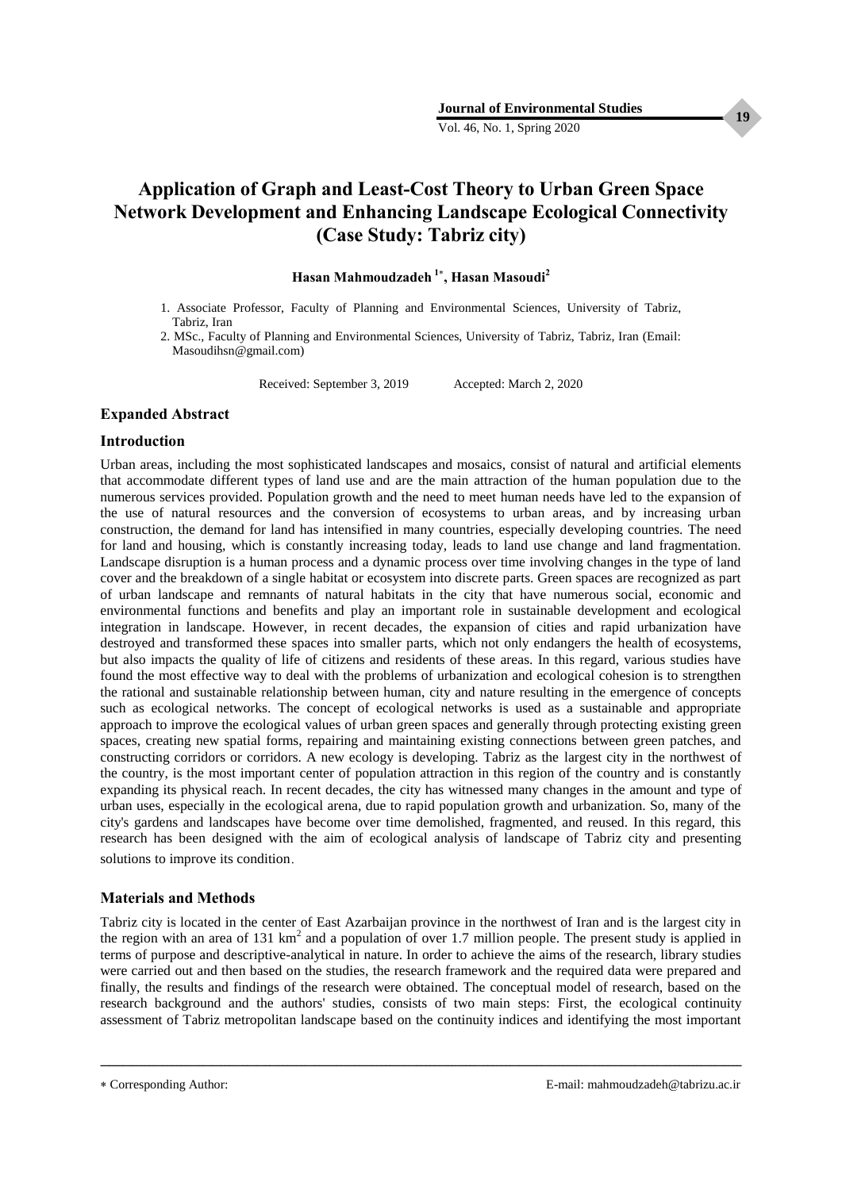# Application of Graph and Least-Cost Theory to Urban Green Space Network Development and Enhancing Landscape Ecological Connectivity (Case Study: Tabriz city)

**Hasan Mahmoudzadeh [1*], Hasan Masoudi[2]**

1. Associate Professor, Faculty of Planning and Environmental Sciences, University of Tabriz, Tabriz, Iran
2. MSc., Faculty of Planning and Environmental Sciences, University of Tabriz, Tabriz, Iran (Email: Masoudihsn@gmail.com)

Received: September 3, 2019 Accepted: March 2, 2020

## Expanded Abstract

### Introduction

Urban areas, including the most sophisticated landscapes and mosaics, consist of natural and artificial elements that accommodate different types of land use and are the main attraction of the human population due to the numerous services provided. Population growth and the need to meet human needs have led to the expansion of the use of natural resources and the conversion of ecosystems to urban areas, and by increasing urban construction, the demand for land has intensified in many countries, especially developing countries. The need for land and housing, which is constantly increasing today, leads to land use change and land fragmentation. Landscape disruption is a human process and a dynamic process over time involving changes in the type of land cover and the breakdown of a single habitat or ecosystem into discrete parts. Green spaces are recognized as part of urban landscape and remnants of natural habitats in the city that have numerous social, economic and environmental functions and benefits and play an important role in sustainable development and ecological integration in landscape. However, in recent decades, the expansion of cities and rapid urbanization have destroyed and transformed these spaces into smaller parts, which not only endangers the health of ecosystems, but also impacts the quality of life of citizens and residents of these areas. In this regard, various studies have found the most effective way to deal with the problems of urbanization and ecological cohesion is to strengthen the rational and sustainable relationship between human, city and nature resulting in the emergence of concepts such as ecological networks. The concept of ecological networks is used as a sustainable and appropriate approach to improve the ecological values of urban green spaces and generally through protecting existing green spaces, creating new spatial forms, repairing and maintaining existing connections between green patches, and constructing corridors or corridors. A new ecology is developing. Tabriz as the largest city in the northwest of the country, is the most important center of population attraction in this region of the country and is constantly expanding its physical reach. In recent decades, the city has witnessed many changes in the amount and type of urban uses, especially in the ecological arena, due to rapid population growth and urbanization. So, many of the city's gardens and landscapes have become over time demolished, fragmented, and reused. In this regard, this research has been designed with the aim of ecological analysis of landscape of Tabriz city and presenting solutions to improve its condition.

### Materials and Methods

Tabriz city is located in the center of East Azarbaijan province in the northwest of Iran and is the largest city in the region with an area of 131 $km^2$ and a population of over 1.7 million people. The present study is applied in terms of purpose and descriptive-analytical in nature. In order to achieve the aims of the research, library studies were carried out and then based on the studies, the research framework and the required data were prepared and finally, the results and findings of the research were obtained. The conceptual model of research, based on the research background and the authors' studies, consists of two main steps: First, the ecological continuity assessment of Tabriz metropolitan landscape based on the continuity indices and identifying the most important

---

* Corresponding Author: E-mail: mahmoudzadeh@tabrizu.ac.ir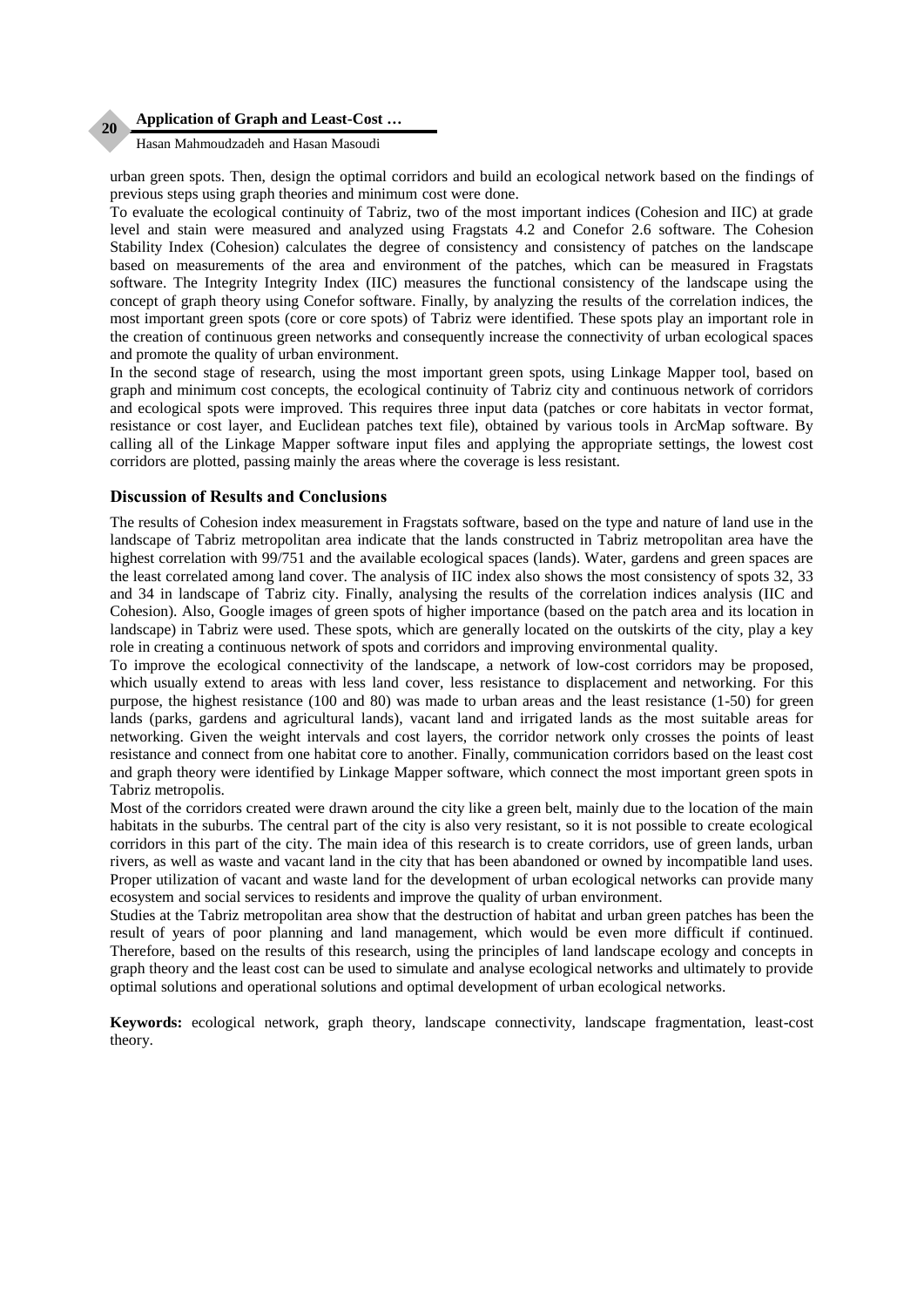urban green spots. Then, design the optimal corridors and build an ecological network based on the findings of previous steps using graph theories and minimum cost were done.

To evaluate the ecological continuity of Tabriz, two of the most important indices (Cohesion and IIC) at grade level and stain were measured and analyzed using Fragstats 4.2 and Conefor 2.6 software. The Cohesion Stability Index (Cohesion) calculates the degree of consistency and consistency of patches on the landscape based on measurements of the area and environment of the patches, which can be measured in Fragstats software. The Integrity Integrity Index (IIC) measures the functional consistency of the landscape using the concept of graph theory using Conefor software. Finally, by analyzing the results of the correlation indices, the most important green spots (core or core spots) of Tabriz were identified. These spots play an important role in the creation of continuous green networks and consequently increase the connectivity of urban ecological spaces and promote the quality of urban environment.

In the second stage of research, using the most important green spots, using Linkage Mapper tool, based on graph and minimum cost concepts, the ecological continuity of Tabriz city and continuous network of corridors and ecological spots were improved. This requires three input data (patches or core habitats in vector format, resistance or cost layer, and Euclidean patches text file), obtained by various tools in ArcMap software. By calling all of the Linkage Mapper software input files and applying the appropriate settings, the lowest cost corridors are plotted, passing mainly the areas where the coverage is less resistant.

### Discussion of Results and Conclusions

The results of Cohesion index measurement in Fragstats software, based on the type and nature of land use in the landscape of Tabriz metropolitan area indicate that the lands constructed in Tabriz metropolitan area have the highest correlation with 99/751 and the available ecological spaces (lands). Water, gardens and green spaces are the least correlated among land cover. The analysis of IIC index also shows the most consistency of spots 32, 33 and 34 in landscape of Tabriz city. Finally, analysing the results of the correlation indices analysis (IIC and Cohesion). Also, Google images of green spots of higher importance (based on the patch area and its location in landscape) in Tabriz were used. These spots, which are generally located on the outskirts of the city, play a key role in creating a continuous network of spots and corridors and improving environmental quality.

To improve the ecological connectivity of the landscape, a network of low-cost corridors may be proposed, which usually extend to areas with less land cover, less resistance to displacement and networking. For this purpose, the highest resistance (100 and 80) was made to urban areas and the least resistance (1-50) for green lands (parks, gardens and agricultural lands), vacant land and irrigated lands as the most suitable areas for networking. Given the weight intervals and cost layers, the corridor network only crosses the points of least resistance and connect from one habitat core to another. Finally, communication corridors based on the least cost and graph theory were identified by Linkage Mapper software, which connect the most important green spots in Tabriz metropolis.

Most of the corridors created were drawn around the city like a green belt, mainly due to the location of the main habitats in the suburbs. The central part of the city is also very resistant, so it is not possible to create ecological corridors in this part of the city. The main idea of this research is to create corridors, use of green lands, urban rivers, as well as waste and vacant land in the city that has been abandoned or owned by incompatible land uses. Proper utilization of vacant and waste land for the development of urban ecological networks can provide many ecosystem and social services to residents and improve the quality of urban environment.

Studies at the Tabriz metropolitan area show that the destruction of habitat and urban green patches has been the result of years of poor planning and land management, which would be even more difficult if continued. Therefore, based on the results of this research, using the principles of land landscape ecology and concepts in graph theory and the least cost can be used to simulate and analyse ecological networks and ultimately to provide optimal solutions and operational solutions and optimal development of urban ecological networks.

**Keywords:** ecological network, graph theory, landscape connectivity, landscape fragmentation, least-cost theory.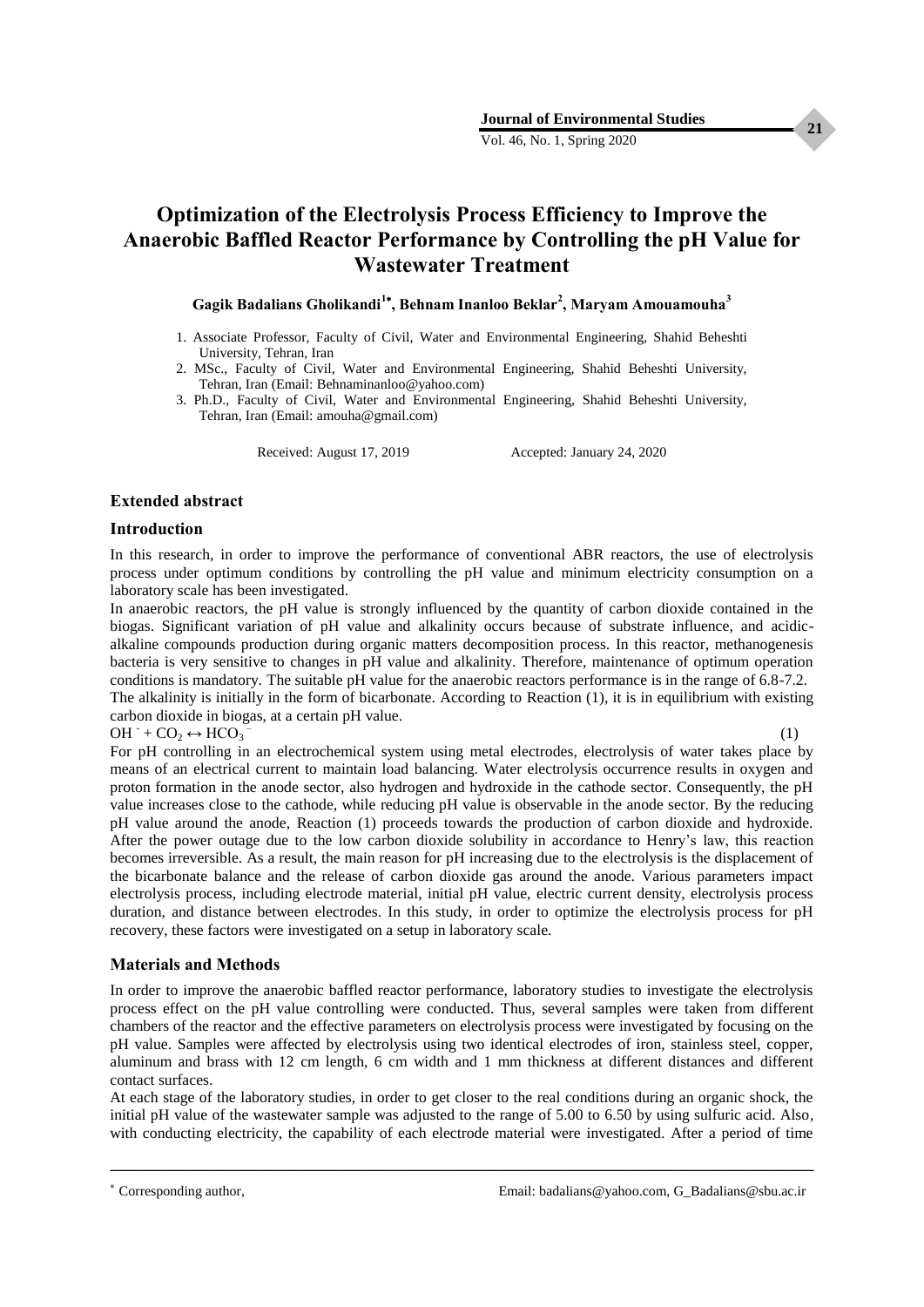# Optimization of the Electrolysis Process Efficiency to Improve the Anaerobic Baffled Reactor Performance by Controlling the pH Value for Wastewater Treatment

**Gagik Badalians Gholikandi[1*], Behnam Inanloo Beklar[2], Maryam Amouamouha[3]**

1. Associate Professor, Faculty of Civil, Water and Environmental Engineering, Shahid Beheshti University, Tehran, Iran
2. MSc., Faculty of Civil, Water and Environmental Engineering, Shahid Beheshti University, Tehran, Iran (Email: Behnaminanloo@yahoo.com)
3. Ph.D., Faculty of Civil, Water and Environmental Engineering, Shahid Beheshti University, Tehran, Iran (Email: amouha@gmail.com)

Received: August 17, 2019 Accepted: January 24, 2020

## Extended abstract

### Introduction

In this research, in order to improve the performance of conventional ABR reactors, the use of electrolysis process under optimum conditions by controlling the pH value and minimum electricity consumption on a laboratory scale has been investigated.

In anaerobic reactors, the pH value is strongly influenced by the quantity of carbon dioxide contained in the biogas. Significant variation of pH value and alkalinity occurs because of substrate influence, and acidic-alkaline compounds production during organic matters decomposition process. In this reactor, methanogenesis bacteria is very sensitive to changes in pH value and alkalinity. Therefore, maintenance of optimum operation conditions is mandatory. The suitable pH value for the anaerobic reactors performance is in the range of 6.8-7.2.

The alkalinity is initially in the form of bicarbonate. According to Reaction (1), it is in equilibrium with existing carbon dioxide in biogas, at a certain pH value.

$$OH^- + CO_2 \leftrightarrow HCO_3^- \quad (1)$$

For pH controlling in an electrochemical system using metal electrodes, electrolysis of water takes place by means of an electrical current to maintain load balancing. Water electrolysis occurrence results in oxygen and proton formation in the anode sector, also hydrogen and hydroxide in the cathode sector. Consequently, the pH value increases close to the cathode, while reducing pH value is observable in the anode sector. By the reducing pH value around the anode, Reaction (1) proceeds towards the production of carbon dioxide and hydroxide. After the power outage due to the low carbon dioxide solubility in accordance to Henry's law, this reaction becomes irreversible. As a result, the main reason for pH increasing due to the electrolysis is the displacement of the bicarbonate balance and the release of carbon dioxide gas around the anode. Various parameters impact electrolysis process, including electrode material, initial pH value, electric current density, electrolysis process duration, and distance between electrodes. In this study, in order to optimize the electrolysis process for pH recovery, these factors were investigated on a setup in laboratory scale.

### Materials and Methods

In order to improve the anaerobic baffled reactor performance, laboratory studies to investigate the electrolysis process effect on the pH value controlling were conducted. Thus, several samples were taken from different chambers of the reactor and the effective parameters on electrolysis process were investigated by focusing on the pH value. Samples were affected by electrolysis using two identical electrodes of iron, stainless steel, copper, aluminum and brass with 12 cm length, 6 cm width and 1 mm thickness at different distances and different contact surfaces.

At each stage of the laboratory studies, in order to get closer to the real conditions during an organic shock, the initial pH value of the wastewater sample was adjusted to the range of 5.00 to 6.50 by using sulfuric acid. Also, with conducting electricity, the capability of each electrode material were investigated. After a period of time

---

* Corresponding author, Email: badalians@yahoo.com, G_Badalians@sbu.ac.ir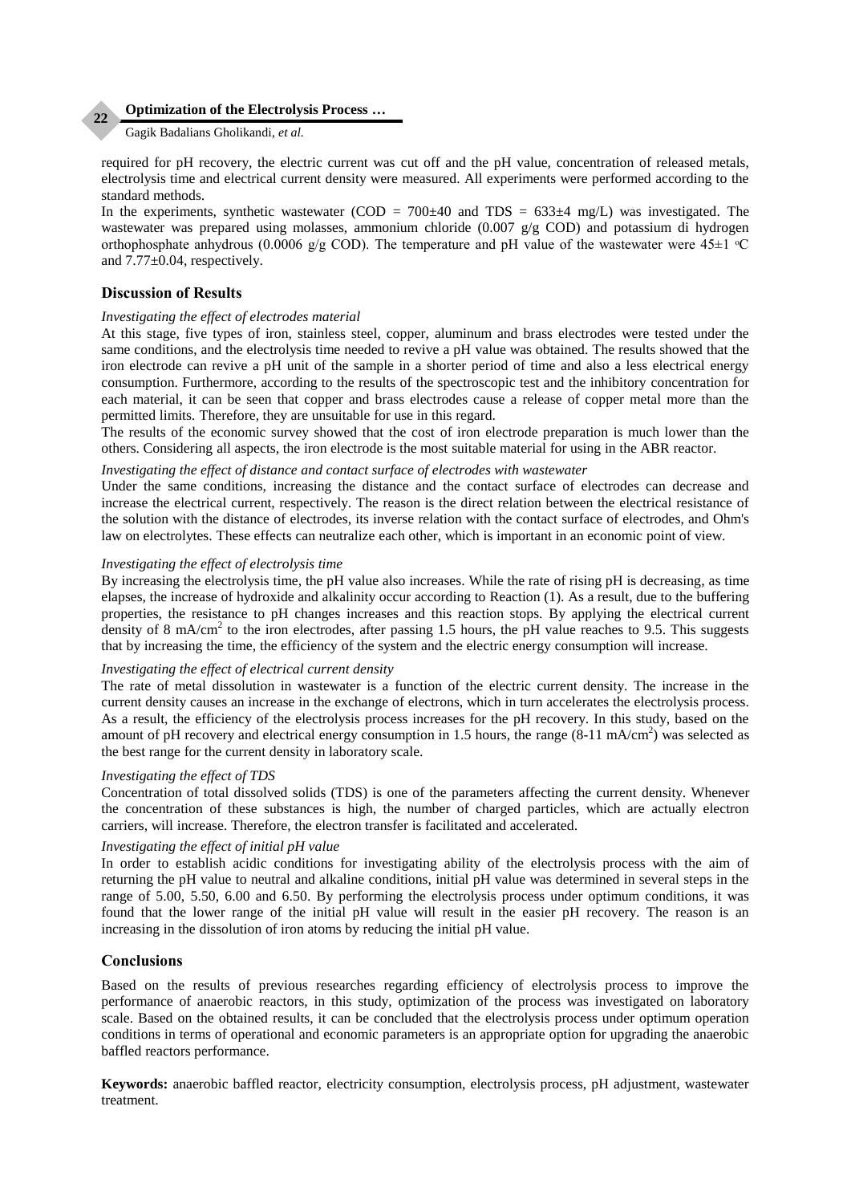required for pH recovery, the electric current was cut off and the pH value, concentration of released metals, electrolysis time and electrical current density were measured. All experiments were performed according to the standard methods.

In the experiments, synthetic wastewater (COD = 700±40 and TDS = 633±4 mg/L) was investigated. The wastewater was prepared using molasses, ammonium chloride (0.007 g/g COD) and potassium di hydrogen orthophosphate anhydrous (0.0006 g/g COD). The temperature and pH value of the wastewater were 45±1 °C and 7.77±0.04, respectively.

## Discussion of Results

*Investigating the effect of electrodes material*

At this stage, five types of iron, stainless steel, copper, aluminum and brass electrodes were tested under the same conditions, and the electrolysis time needed to revive a pH value was obtained. The results showed that the iron electrode can revive a pH unit of the sample in a shorter period of time and also a less electrical energy consumption. Furthermore, according to the results of the spectroscopic test and the inhibitory concentration for each material, it can be seen that copper and brass electrodes cause a release of copper metal more than the permitted limits. Therefore, they are unsuitable for use in this regard.

The results of the economic survey showed that the cost of iron electrode preparation is much lower than the others. Considering all aspects, the iron electrode is the most suitable material for using in the ABR reactor.

*Investigating the effect of distance and contact surface of electrodes with wastewater*

Under the same conditions, increasing the distance and the contact surface of electrodes can decrease and increase the electrical current, respectively. The reason is the direct relation between the electrical resistance of the solution with the distance of electrodes, its inverse relation with the contact surface of electrodes, and Ohm's law on electrolytes. These effects can neutralize each other, which is important in an economic point of view.

*Investigating the effect of electrolysis time*

By increasing the electrolysis time, the pH value also increases. While the rate of rising pH is decreasing, as time elapses, the increase of hydroxide and alkalinity occur according to Reaction (1). As a result, due to the buffering properties, the resistance to pH changes increases and this reaction stops. By applying the electrical current density of 8 mA/cm$^2$ to the iron electrodes, after passing 1.5 hours, the pH value reaches to 9.5. This suggests that by increasing the time, the efficiency of the system and the electric energy consumption will increase.

*Investigating the effect of electrical current density*

The rate of metal dissolution in wastewater is a function of the electric current density. The increase in the current density causes an increase in the exchange of electrons, which in turn accelerates the electrolysis process. As a result, the efficiency of the electrolysis process increases for the pH recovery. In this study, based on the amount of pH recovery and electrical energy consumption in 1.5 hours, the range (8-11 mA/cm$^2$) was selected as the best range for the current density in laboratory scale.

*Investigating the effect of TDS*

Concentration of total dissolved solids (TDS) is one of the parameters affecting the current density. Whenever the concentration of these substances is high, the number of charged particles, which are actually electron carriers, will increase. Therefore, the electron transfer is facilitated and accelerated.

*Investigating the effect of initial pH value*

In order to establish acidic conditions for investigating ability of the electrolysis process with the aim of returning the pH value to neutral and alkaline conditions, initial pH value was determined in several steps in the range of 5.00, 5.50, 6.00 and 6.50. By performing the electrolysis process under optimum conditions, it was found that the lower range of the initial pH value will result in the easier pH recovery. The reason is an increasing in the dissolution of iron atoms by reducing the initial pH value.

## Conclusions

Based on the results of previous researches regarding efficiency of electrolysis process to improve the performance of anaerobic reactors, in this study, optimization of the process was investigated on laboratory scale. Based on the obtained results, it can be concluded that the electrolysis process under optimum operation conditions in terms of operational and economic parameters is an appropriate option for upgrading the anaerobic baffled reactors performance.

**Keywords:** anaerobic baffled reactor, electricity consumption, electrolysis process, pH adjustment, wastewater treatment.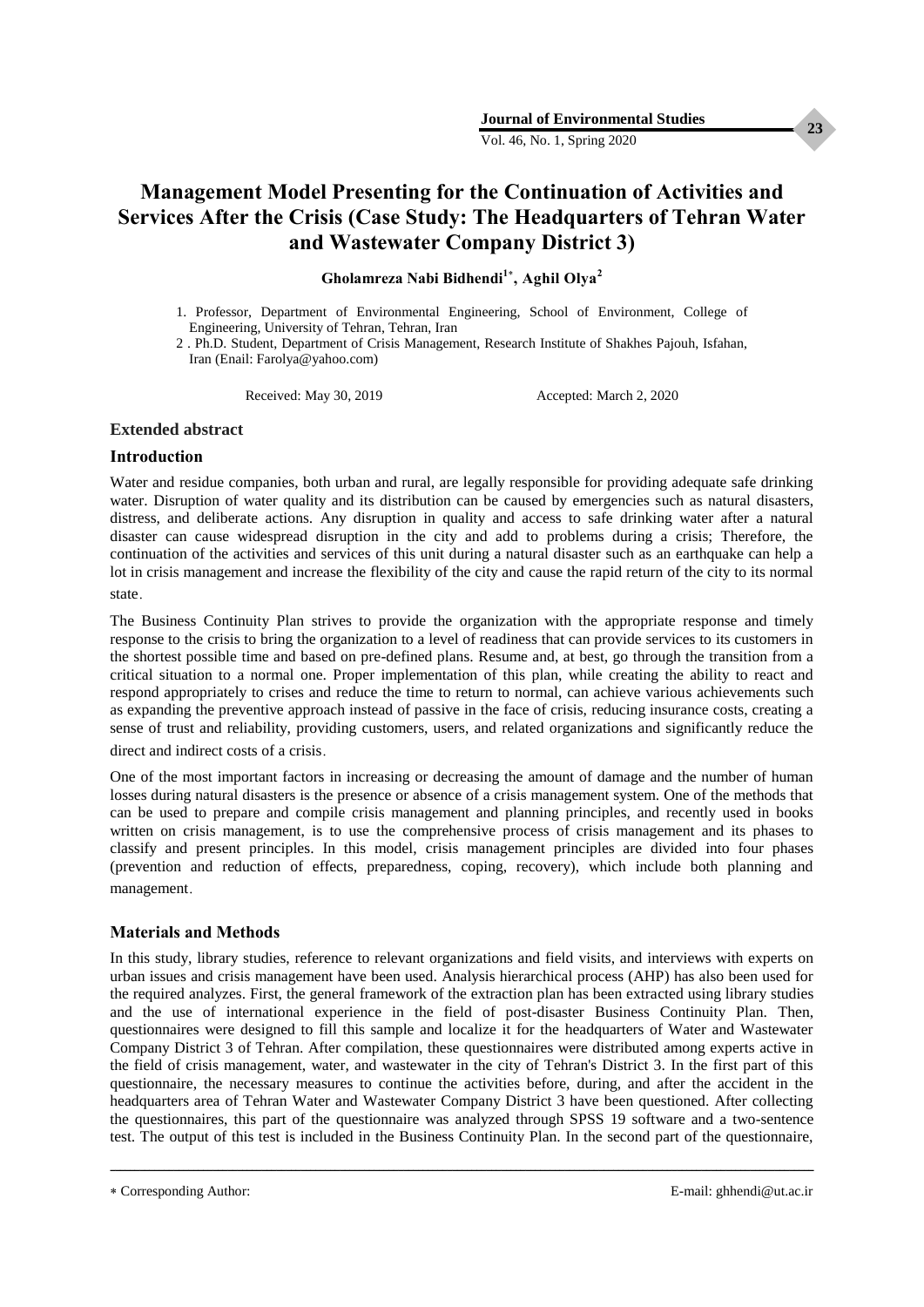# Management Model Presenting for the Continuation of Activities and Services After the Crisis (Case Study: The Headquarters of Tehran Water and Wastewater Company District 3)

**Gholamreza Nabi Bidhendi[1*], Aghil Olya[2]**

1. Professor, Department of Environmental Engineering, School of Environment, College of Engineering, University of Tehran, Tehran, Iran
2 . Ph.D. Student, Department of Crisis Management, Research Institute of Shakhes Pajouh, Isfahan, Iran (Enail: Farolya@yahoo.com)

Received: May 30, 2019 Accepted: March 2, 2020

## Extended abstract

### Introduction

Water and residue companies, both urban and rural, are legally responsible for providing adequate safe drinking water. Disruption of water quality and its distribution can be caused by emergencies such as natural disasters, distress, and deliberate actions. Any disruption in quality and access to safe drinking water after a natural disaster can cause widespread disruption in the city and add to problems during a crisis; Therefore, the continuation of the activities and services of this unit during a natural disaster such as an earthquake can help a lot in crisis management and increase the flexibility of the city and cause the rapid return of the city to its normal state.

The Business Continuity Plan strives to provide the organization with the appropriate response and timely response to the crisis to bring the organization to a level of readiness that can provide services to its customers in the shortest possible time and based on pre-defined plans. Resume and, at best, go through the transition from a critical situation to a normal one. Proper implementation of this plan, while creating the ability to react and respond appropriately to crises and reduce the time to return to normal, can achieve various achievements such as expanding the preventive approach instead of passive in the face of crisis, reducing insurance costs, creating a sense of trust and reliability, providing customers, users, and related organizations and significantly reduce the direct and indirect costs of a crisis.

One of the most important factors in increasing or decreasing the amount of damage and the number of human losses during natural disasters is the presence or absence of a crisis management system. One of the methods that can be used to prepare and compile crisis management and planning principles, and recently used in books written on crisis management, is to use the comprehensive process of crisis management and its phases to classify and present principles. In this model, crisis management principles are divided into four phases (prevention and reduction of effects, preparedness, coping, recovery), which include both planning and management.

### Materials and Methods

In this study, library studies, reference to relevant organizations and field visits, and interviews with experts on urban issues and crisis management have been used. Analysis hierarchical process (AHP) has also been used for the required analyzes. First, the general framework of the extraction plan has been extracted using library studies and the use of international experience in the field of post-disaster Business Continuity Plan. Then, questionnaires were designed to fill this sample and localize it for the headquarters of Water and Wastewater Company District 3 of Tehran. After compilation, these questionnaires were distributed among experts active in the field of crisis management, water, and wastewater in the city of Tehran's District 3. In the first part of this questionnaire, the necessary measures to continue the activities before, during, and after the accident in the headquarters area of Tehran Water and Wastewater Company District 3 have been questioned. After collecting the questionnaires, this part of the questionnaire was analyzed through SPSS 19 software and a two-sentence test. The output of this test is included in the Business Continuity Plan. In the second part of the questionnaire,

---

* Corresponding Author: E-mail: ghhendi@ut.ac.ir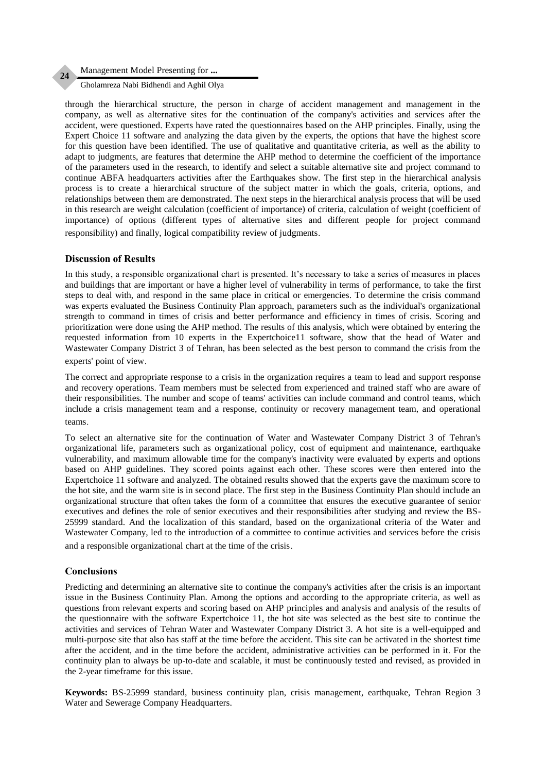through the hierarchical structure, the person in charge of accident management and management in the company, as well as alternative sites for the continuation of the company's activities and services after the accident, were questioned. Experts have rated the questionnaires based on the AHP principles. Finally, using the Expert Choice 11 software and analyzing the data given by the experts, the options that have the highest score for this question have been identified. The use of qualitative and quantitative criteria, as well as the ability to adapt to judgments, are features that determine the AHP method to determine the coefficient of the importance of the parameters used in the research, to identify and select a suitable alternative site and project command to continue ABFA headquarters activities after the Earthquakes show. The first step in the hierarchical analysis process is to create a hierarchical structure of the subject matter in which the goals, criteria, options, and relationships between them are demonstrated. The next steps in the hierarchical analysis process that will be used in this research are weight calculation (coefficient of importance) of criteria, calculation of weight (coefficient of importance) of options (different types of alternative sites and different people for project command responsibility) and finally, logical compatibility review of judgments.

## Discussion of Results

In this study, a responsible organizational chart is presented. It's necessary to take a series of measures in places and buildings that are important or have a higher level of vulnerability in terms of performance, to take the first steps to deal with, and respond in the same place in critical or emergencies. To determine the crisis command was experts evaluated the Business Continuity Plan approach, parameters such as the individual's organizational strength to command in times of crisis and better performance and efficiency in times of crisis. Scoring and prioritization were done using the AHP method. The results of this analysis, which were obtained by entering the requested information from 10 experts in the Expertchoice11 software, show that the head of Water and Wastewater Company District 3 of Tehran, has been selected as the best person to command the crisis from the experts' point of view.

The correct and appropriate response to a crisis in the organization requires a team to lead and support response and recovery operations. Team members must be selected from experienced and trained staff who are aware of their responsibilities. The number and scope of teams' activities can include command and control teams, which include a crisis management team and a response, continuity or recovery management team, and operational teams.

To select an alternative site for the continuation of Water and Wastewater Company District 3 of Tehran's organizational life, parameters such as organizational policy, cost of equipment and maintenance, earthquake vulnerability, and maximum allowable time for the company's inactivity were evaluated by experts and options based on AHP guidelines. They scored points against each other. These scores were then entered into the Expertchoice 11 software and analyzed. The obtained results showed that the experts gave the maximum score to the hot site, and the warm site is in second place. The first step in the Business Continuity Plan should include an organizational structure that often takes the form of a committee that ensures the executive guarantee of senior executives and defines the role of senior executives and their responsibilities after studying and review the BS-25999 standard. And the localization of this standard, based on the organizational criteria of the Water and Wastewater Company, led to the introduction of a committee to continue activities and services before the crisis and a responsible organizational chart at the time of the crisis.

## Conclusions

Predicting and determining an alternative site to continue the company's activities after the crisis is an important issue in the Business Continuity Plan. Among the options and according to the appropriate criteria, as well as questions from relevant experts and scoring based on AHP principles and analysis and analysis of the results of the questionnaire with the software Expertchoice 11, the hot site was selected as the best site to continue the activities and services of Tehran Water and Wastewater Company District 3. A hot site is a well-equipped and multi-purpose site that also has staff at the time before the accident. This site can be activated in the shortest time after the accident, and in the time before the accident, administrative activities can be performed in it. For the continuity plan to always be up-to-date and scalable, it must be continuously tested and revised, as provided in the 2-year timeframe for this issue.

**Keywords:** BS-25999 standard, business continuity plan, crisis management, earthquake, Tehran Region 3 Water and Sewerage Company Headquarters.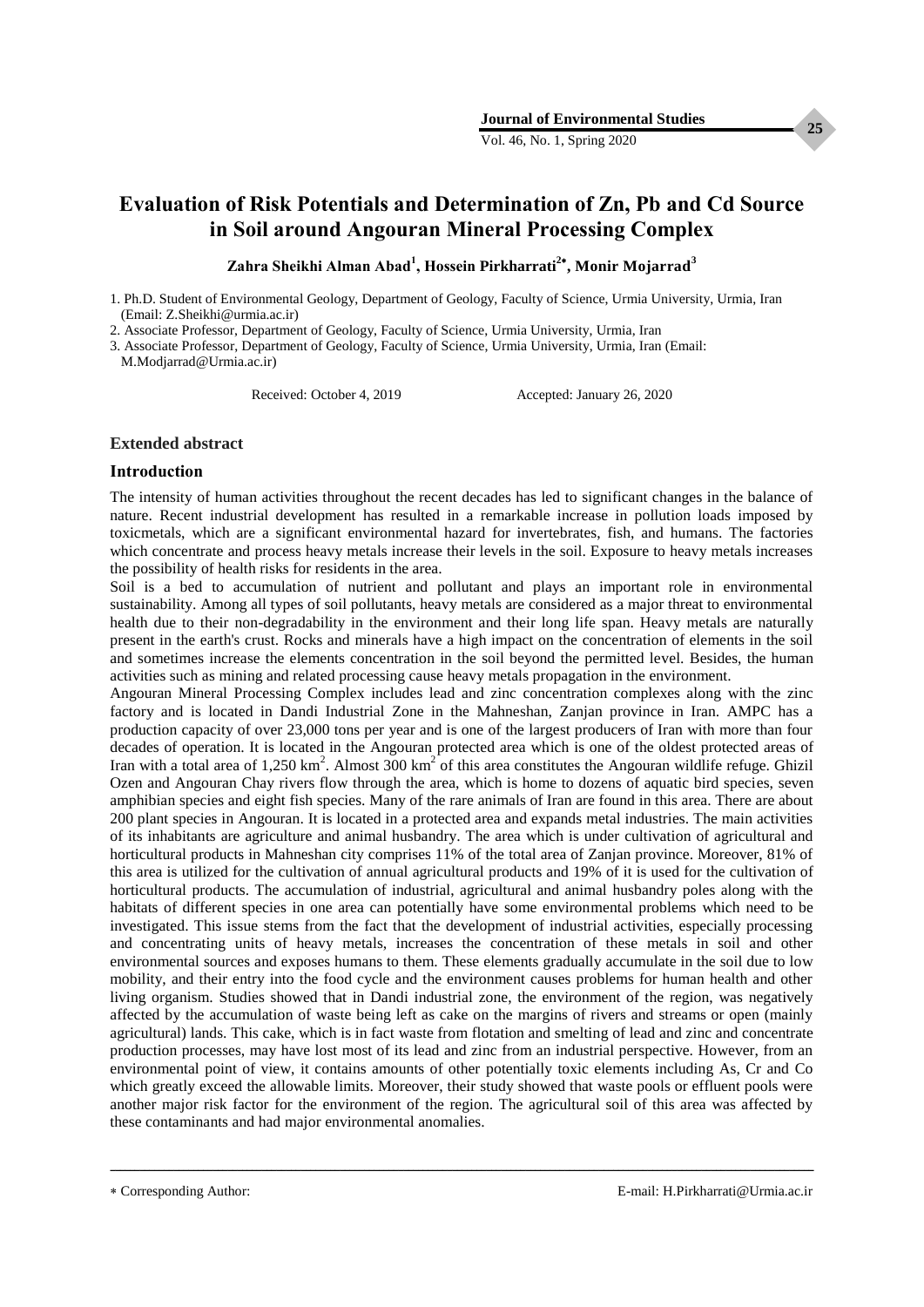# Evaluation of Risk Potentials and Determination of Zn, Pb and Cd Source in Soil around Angouran Mineral Processing Complex

**Zahra Sheikhi Alman Abad[1], Hossein Pirkharrati[2*], Monir Mojarrad[3]**

1. Ph.D. Student of Environmental Geology, Department of Geology, Faculty of Science, Urmia University, Urmia, Iran (Email: Z.Sheikhi@urmia.ac.ir)
2. Associate Professor, Department of Geology, Faculty of Science, Urmia University, Urmia, Iran
3. Associate Professor, Department of Geology, Faculty of Science, Urmia University, Urmia, Iran (Email: M.Modjarrad@Urmia.ac.ir)

Received: October 4, 2019 Accepted: January 26, 2020

## Extended abstract

### Introduction

The intensity of human activities throughout the recent decades has led to significant changes in the balance of nature. Recent industrial development has resulted in a remarkable increase in pollution loads imposed by toxicmetals, which are a significant environmental hazard for invertebrates, fish, and humans. The factories which concentrate and process heavy metals increase their levels in the soil. Exposure to heavy metals increases the possibility of health risks for residents in the area.

Soil is a bed to accumulation of nutrient and pollutant and plays an important role in environmental sustainability. Among all types of soil pollutants, heavy metals are considered as a major threat to environmental health due to their non-degradability in the environment and their long life span. Heavy metals are naturally present in the earth's crust. Rocks and minerals have a high impact on the concentration of elements in the soil and sometimes increase the elements concentration in the soil beyond the permitted level. Besides, the human activities such as mining and related processing cause heavy metals propagation in the environment.

Angouran Mineral Processing Complex includes lead and zinc concentration complexes along with the zinc factory and is located in Dandi Industrial Zone in the Mahneshan, Zanjan province in Iran. AMPC has a production capacity of over 23,000 tons per year and is one of the largest producers of Iran with more than four decades of operation. It is located in the Angouran protected area which is one of the oldest protected areas of Iran with a total area of 1,250 $km^2$. Almost 300 $km^2$ of this area constitutes the Angouran wildlife refuge. Ghizil Ozen and Angouran Chay rivers flow through the area, which is home to dozens of aquatic bird species, seven amphibian species and eight fish species. Many of the rare animals of Iran are found in this area. There are about 200 plant species in Angouran. It is located in a protected area and expands metal industries. The main activities of its inhabitants are agriculture and animal husbandry. The area which is under cultivation of agricultural and horticultural products in Mahneshan city comprises 11% of the total area of Zanjan province. Moreover, 81% of this area is utilized for the cultivation of annual agricultural products and 19% of it is used for the cultivation of horticultural products. The accumulation of industrial, agricultural and animal husbandry poles along with the habitats of different species in one area can potentially have some environmental problems which need to be investigated. This issue stems from the fact that the development of industrial activities, especially processing and concentrating units of heavy metals, increases the concentration of these metals in soil and other environmental sources and exposes humans to them. These elements gradually accumulate in the soil due to low mobility, and their entry into the food cycle and the environment causes problems for human health and other living organism. Studies showed that in Dandi industrial zone, the environment of the region, was negatively affected by the accumulation of waste being left as cake on the margins of rivers and streams or open (mainly agricultural) lands. This cake, which is in fact waste from flotation and smelting of lead and zinc and concentrate production processes, may have lost most of its lead and zinc from an industrial perspective. However, from an environmental point of view, it contains amounts of other potentially toxic elements including As, Cr and Co which greatly exceed the allowable limits. Moreover, their study showed that waste pools or effluent pools were another major risk factor for the environment of the region. The agricultural soil of this area was affected by these contaminants and had major environmental anomalies.

---

* Corresponding Author: E-mail: H.Pirkharrati@Urmia.ac.ir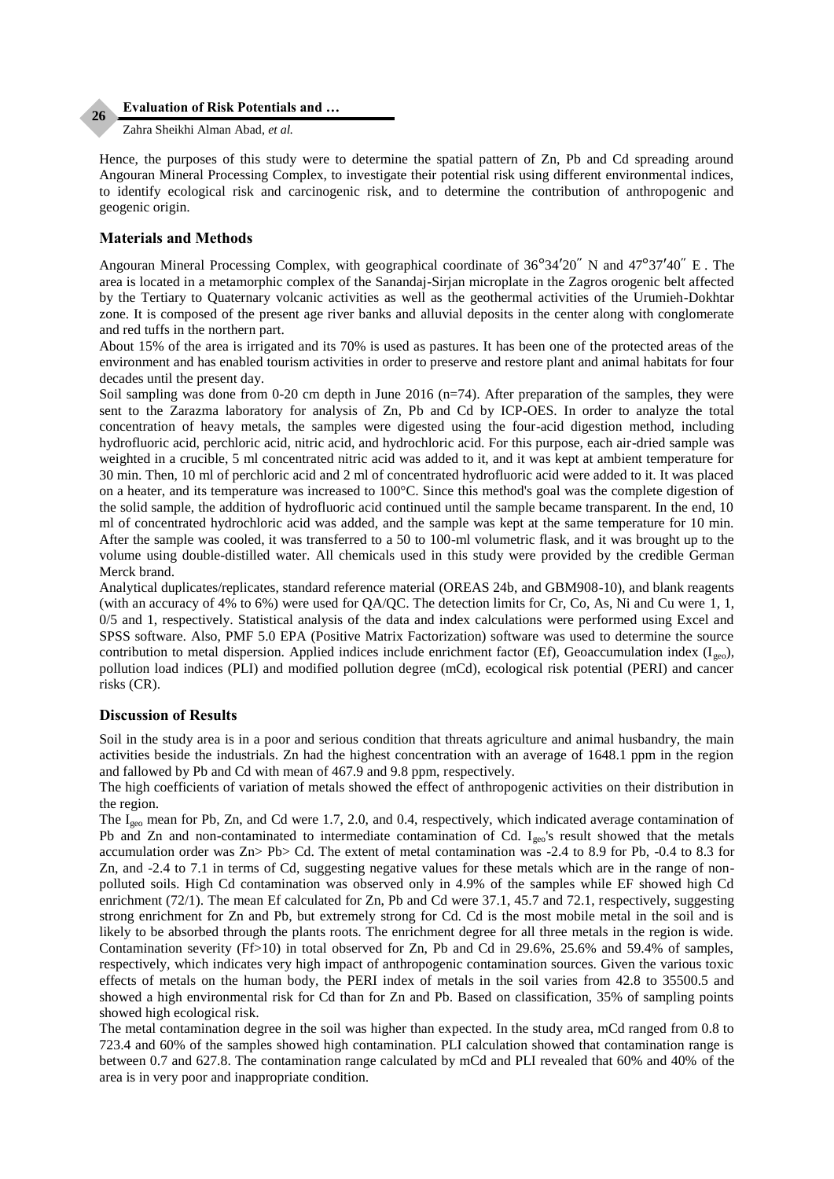Hence, the purposes of this study were to determine the spatial pattern of Zn, Pb and Cd spreading around Angouran Mineral Processing Complex, to investigate their potential risk using different environmental indices, to identify ecological risk and carcinogenic risk, and to determine the contribution of anthropogenic and geogenic origin.

## Materials and Methods

Angouran Mineral Processing Complex, with geographical coordinate of 36°34′20″ N and 47°37′40″ E . The area is located in a metamorphic complex of the Sanandaj-Sirjan microplate in the Zagros orogenic belt affected by the Tertiary to Quaternary volcanic activities as well as the geothermal activities of the Urumieh-Dokhtar zone. It is composed of the present age river banks and alluvial deposits in the center along with conglomerate and red tuffs in the northern part.

About 15% of the area is irrigated and its 70% is used as pastures. It has been one of the protected areas of the environment and has enabled tourism activities in order to preserve and restore plant and animal habitats for four decades until the present day.

Soil sampling was done from 0-20 cm depth in June 2016 (n=74). After preparation of the samples, they were sent to the Zarazma laboratory for analysis of Zn, Pb and Cd by ICP-OES. In order to analyze the total concentration of heavy metals, the samples were digested using the four-acid digestion method, including hydrofluoric acid, perchloric acid, nitric acid, and hydrochloric acid. For this purpose, each air-dried sample was weighted in a crucible, 5 ml concentrated nitric acid was added to it, and it was kept at ambient temperature for 30 min. Then, 10 ml of perchloric acid and 2 ml of concentrated hydrofluoric acid were added to it. It was placed on a heater, and its temperature was increased to 100°C. Since this method's goal was the complete digestion of the solid sample, the addition of hydrofluoric acid continued until the sample became transparent. In the end, 10 ml of concentrated hydrochloric acid was added, and the sample was kept at the same temperature for 10 min. After the sample was cooled, it was transferred to a 50 to 100-ml volumetric flask, and it was brought up to the volume using double-distilled water. All chemicals used in this study were provided by the credible German Merck brand.

Analytical duplicates/replicates, standard reference material (OREAS 24b, and GBM908-10), and blank reagents (with an accuracy of 4% to 6%) were used for QA/QC. The detection limits for Cr, Co, As, Ni and Cu were 1, 1, 0/5 and 1, respectively. Statistical analysis of the data and index calculations were performed using Excel and SPSS software. Also, PMF 5.0 EPA (Positive Matrix Factorization) software was used to determine the source contribution to metal dispersion. Applied indices include enrichment factor (Ef), Geoaccumulation index ($I_{geo}$), pollution load indices (PLI) and modified pollution degree (mCd), ecological risk potential (PERI) and cancer risks (CR).

## Discussion of Results

Soil in the study area is in a poor and serious condition that threats agriculture and animal husbandry, the main activities beside the industrials. Zn had the highest concentration with an average of 1648.1 ppm in the region and fallowed by Pb and Cd with mean of 467.9 and 9.8 ppm, respectively.

The high coefficients of variation of metals showed the effect of anthropogenic activities on their distribution in the region.

The $I_{geo}$ mean for Pb, Zn, and Cd were 1.7, 2.0, and 0.4, respectively, which indicated average contamination of Pb and Zn and non-contaminated to intermediate contamination of Cd. $I_{geo}$'s result showed that the metals accumulation order was Zn> Pb> Cd. The extent of metal contamination was -2.4 to 8.9 for Pb, -0.4 to 8.3 for Zn, and -2.4 to 7.1 in terms of Cd, suggesting negative values for these metals which are in the range of non-polluted soils. High Cd contamination was observed only in 4.9% of the samples while EF showed high Cd enrichment (72/1). The mean Ef calculated for Zn, Pb and Cd were 37.1, 45.7 and 72.1, respectively, suggesting strong enrichment for Zn and Pb, but extremely strong for Cd. Cd is the most mobile metal in the soil and is likely to be absorbed through the plants roots. The enrichment degree for all three metals in the region is wide. Contamination severity (Ff>10) in total observed for Zn, Pb and Cd in 29.6%, 25.6% and 59.4% of samples, respectively, which indicates very high impact of anthropogenic contamination sources. Given the various toxic effects of metals on the human body, the PERI index of metals in the soil varies from 42.8 to 35500.5 and showed a high environmental risk for Cd than for Zn and Pb. Based on classification, 35% of sampling points showed high ecological risk.

The metal contamination degree in the soil was higher than expected. In the study area, mCd ranged from 0.8 to 723.4 and 60% of the samples showed high contamination. PLI calculation showed that contamination range is between 0.7 and 627.8. The contamination range calculated by mCd and PLI revealed that 60% and 40% of the area is in very poor and inappropriate condition.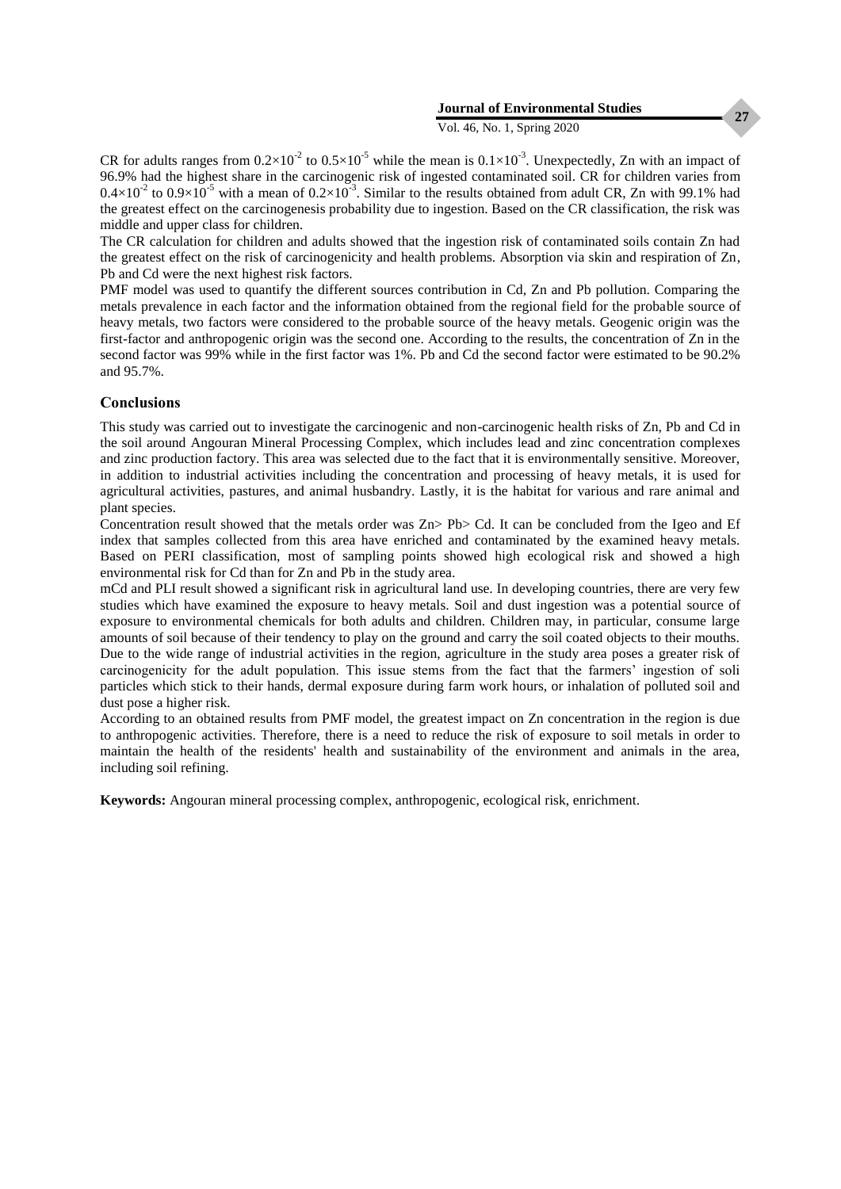CR for adults ranges from $0.2\times10^{-2}$ to $0.5\times10^{-5}$ while the mean is $0.1\times10^{-3}$. Unexpectedly, Zn with an impact of 96.9% had the highest share in the carcinogenic risk of ingested contaminated soil. CR for children varies from $0.4\times10^{-2}$ to $0.9\times10^{-5}$ with a mean of $0.2\times10^{-3}$. Similar to the results obtained from adult CR, Zn with 99.1% had the greatest effect on the carcinogenesis probability due to ingestion. Based on the CR classification, the risk was middle and upper class for children.

The CR calculation for children and adults showed that the ingestion risk of contaminated soils contain Zn had the greatest effect on the risk of carcinogenicity and health problems. Absorption via skin and respiration of Zn, Pb and Cd were the next highest risk factors.

PMF model was used to quantify the different sources contribution in Cd, Zn and Pb pollution. Comparing the metals prevalence in each factor and the information obtained from the regional field for the probable source of heavy metals, two factors were considered to the probable source of the heavy metals. Geogenic origin was the first-factor and anthropogenic origin was the second one. According to the results, the concentration of Zn in the second factor was 99% while in the first factor was 1%. Pb and Cd the second factor were estimated to be 90.2% and 95.7%.

## Conclusions

This study was carried out to investigate the carcinogenic and non-carcinogenic health risks of Zn, Pb and Cd in the soil around Angouran Mineral Processing Complex, which includes lead and zinc concentration complexes and zinc production factory. This area was selected due to the fact that it is environmentally sensitive. Moreover, in addition to industrial activities including the concentration and processing of heavy metals, it is used for agricultural activities, pastures, and animal husbandry. Lastly, it is the habitat for various and rare animal and plant species.

Concentration result showed that the metals order was Zn> Pb> Cd. It can be concluded from the Igeo and Ef index that samples collected from this area have enriched and contaminated by the examined heavy metals. Based on PERI classification, most of sampling points showed high ecological risk and showed a high environmental risk for Cd than for Zn and Pb in the study area.

mCd and PLI result showed a significant risk in agricultural land use. In developing countries, there are very few studies which have examined the exposure to heavy metals. Soil and dust ingestion was a potential source of exposure to environmental chemicals for both adults and children. Children may, in particular, consume large amounts of soil because of their tendency to play on the ground and carry the soil coated objects to their mouths. Due to the wide range of industrial activities in the region, agriculture in the study area poses a greater risk of carcinogenicity for the adult population. This issue stems from the fact that the farmers' ingestion of soli particles which stick to their hands, dermal exposure during farm work hours, or inhalation of polluted soil and dust pose a higher risk.

According to an obtained results from PMF model, the greatest impact on Zn concentration in the region is due to anthropogenic activities. Therefore, there is a need to reduce the risk of exposure to soil metals in order to maintain the health of the residents' health and sustainability of the environment and animals in the area, including soil refining.

**Keywords:** Angouran mineral processing complex, anthropogenic, ecological risk, enrichment.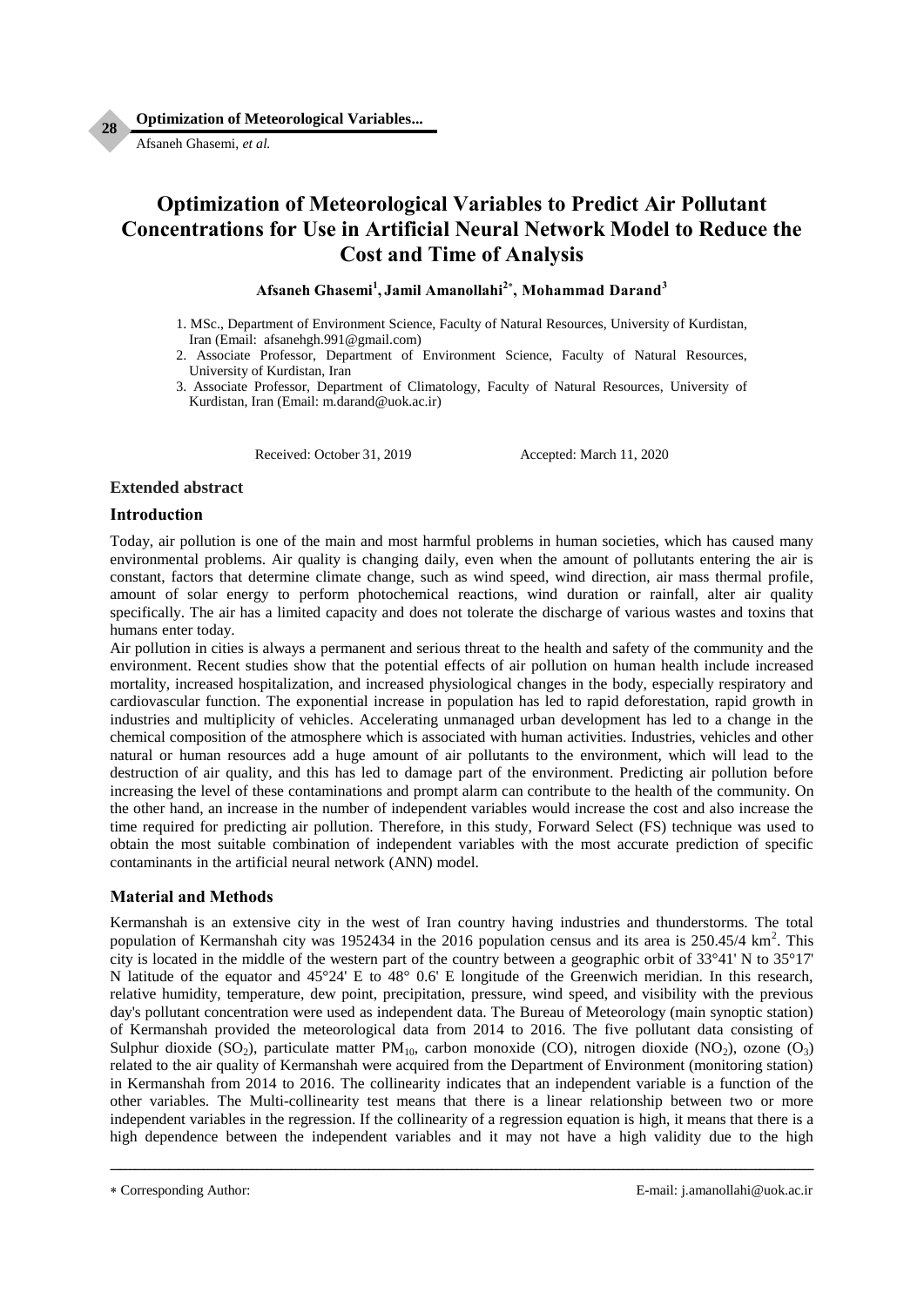# Optimization of Meteorological Variables to Predict Air Pollutant Concentrations for Use in Artificial Neural Network Model to Reduce the Cost and Time of Analysis

**Afsaneh Ghasemi[1], Jamil Amanollahi[2*], Mohammad Darand[3]**

1. MSc., Department of Environment Science, Faculty of Natural Resources, University of Kurdistan, Iran (Email: afsanehgh.991@gmail.com)
2. Associate Professor, Department of Environment Science, Faculty of Natural Resources, University of Kurdistan, Iran
3. Associate Professor, Department of Climatology, Faculty of Natural Resources, University of Kurdistan, Iran (Email: m.darand@uok.ac.ir)

Received: October 31, 2019 Accepted: March 11, 2020

## Extended abstract

### Introduction

Today, air pollution is one of the main and most harmful problems in human societies, which has caused many environmental problems. Air quality is changing daily, even when the amount of pollutants entering the air is constant, factors that determine climate change, such as wind speed, wind direction, air mass thermal profile, amount of solar energy to perform photochemical reactions, wind duration or rainfall, alter air quality specifically. The air has a limited capacity and does not tolerate the discharge of various wastes and toxins that humans enter today.

Air pollution in cities is always a permanent and serious threat to the health and safety of the community and the environment. Recent studies show that the potential effects of air pollution on human health include increased mortality, increased hospitalization, and increased physiological changes in the body, especially respiratory and cardiovascular function. The exponential increase in population has led to rapid deforestation, rapid growth in industries and multiplicity of vehicles. Accelerating unmanaged urban development has led to a change in the chemical composition of the atmosphere which is associated with human activities. Industries, vehicles and other natural or human resources add a huge amount of air pollutants to the environment, which will lead to the destruction of air quality, and this has led to damage part of the environment. Predicting air pollution before increasing the level of these contaminations and prompt alarm can contribute to the health of the community. On the other hand, an increase in the number of independent variables would increase the cost and also increase the time required for predicting air pollution. Therefore, in this study, Forward Select (FS) technique was used to obtain the most suitable combination of independent variables with the most accurate prediction of specific contaminants in the artificial neural network (ANN) model.

### Material and Methods

Kermanshah is an extensive city in the west of Iran country having industries and thunderstorms. The total population of Kermanshah city was 1952434 in the 2016 population census and its area is 250.45/4 $km^2$. This city is located in the middle of the western part of the country between a geographic orbit of 33°41' N to 35°17' N latitude of the equator and 45°24' E to 48° 0.6' E longitude of the Greenwich meridian. In this research, relative humidity, temperature, dew point, precipitation, pressure, wind speed, and visibility with the previous day's pollutant concentration were used as independent data. The Bureau of Meteorology (main synoptic station) of Kermanshah provided the meteorological data from 2014 to 2016. The five pollutant data consisting of Sulphur dioxide ($SO_2$), particulate matter $PM_{10}$, carbon monoxide (CO), nitrogen dioxide ($NO_2$), ozone ($O_3$) related to the air quality of Kermanshah were acquired from the Department of Environment (monitoring station) in Kermanshah from 2014 to 2016. The collinearity indicates that an independent variable is a function of the other variables. The Multi-collinearity test means that there is a linear relationship between two or more independent variables in the regression. If the collinearity of a regression equation is high, it means that there is a high dependence between the independent variables and it may not have a high validity due to the high

* Corresponding Author: E-mail: j.amanollahi@uok.ac.ir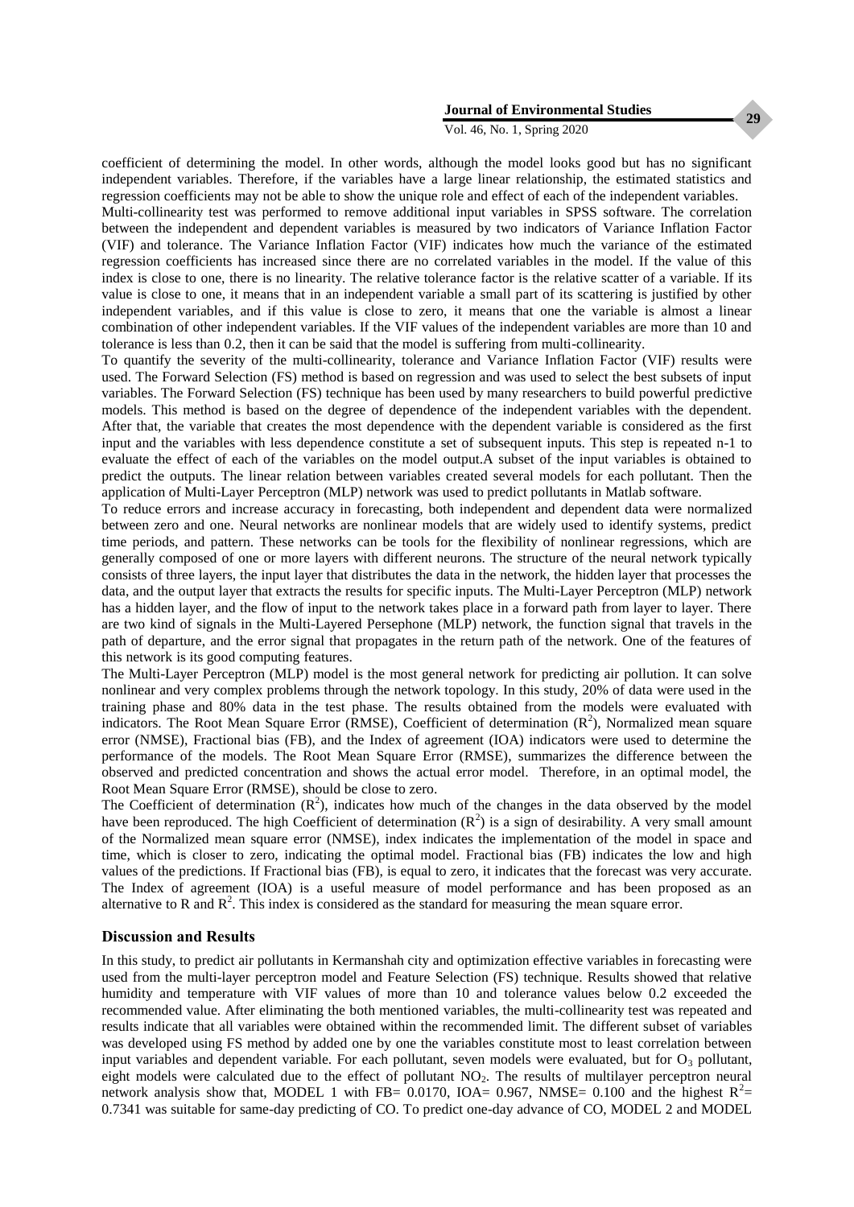coefficient of determining the model. In other words, although the model looks good but has no significant independent variables. Therefore, if the variables have a large linear relationship, the estimated statistics and regression coefficients may not be able to show the unique role and effect of each of the independent variables.

Multi-collinearity test was performed to remove additional input variables in SPSS software. The correlation between the independent and dependent variables is measured by two indicators of Variance Inflation Factor (VIF) and tolerance. The Variance Inflation Factor (VIF) indicates how much the variance of the estimated regression coefficients has increased since there are no correlated variables in the model. If the value of this index is close to one, there is no linearity. The relative tolerance factor is the relative scatter of a variable. If its value is close to one, it means that in an independent variable a small part of its scattering is justified by other independent variables, and if this value is close to zero, it means that one the variable is almost a linear combination of other independent variables. If the VIF values of the independent variables are more than 10 and tolerance is less than 0.2, then it can be said that the model is suffering from multi-collinearity.

To quantify the severity of the multi-collinearity, tolerance and Variance Inflation Factor (VIF) results were used. The Forward Selection (FS) method is based on regression and was used to select the best subsets of input variables. The Forward Selection (FS) technique has been used by many researchers to build powerful predictive models. This method is based on the degree of dependence of the independent variables with the dependent. After that, the variable that creates the most dependence with the dependent variable is considered as the first input and the variables with less dependence constitute a set of subsequent inputs. This step is repeated n-1 to evaluate the effect of each of the variables on the model output.A subset of the input variables is obtained to predict the outputs. The linear relation between variables created several models for each pollutant. Then the application of Multi-Layer Perceptron (MLP) network was used to predict pollutants in Matlab software.

To reduce errors and increase accuracy in forecasting, both independent and dependent data were normalized between zero and one. Neural networks are nonlinear models that are widely used to identify systems, predict time periods, and pattern. These networks can be tools for the flexibility of nonlinear regressions, which are generally composed of one or more layers with different neurons. The structure of the neural network typically consists of three layers, the input layer that distributes the data in the network, the hidden layer that processes the data, and the output layer that extracts the results for specific inputs. The Multi-Layer Perceptron (MLP) network has a hidden layer, and the flow of input to the network takes place in a forward path from layer to layer. There are two kind of signals in the Multi-Layered Persephone (MLP) network, the function signal that travels in the path of departure, and the error signal that propagates in the return path of the network. One of the features of this network is its good computing features.

The Multi-Layer Perceptron (MLP) model is the most general network for predicting air pollution. It can solve nonlinear and very complex problems through the network topology. In this study, 20% of data were used in the training phase and 80% data in the test phase. The results obtained from the models were evaluated with indicators. The Root Mean Square Error (RMSE), Coefficient of determination ($R^2$), Normalized mean square error (NMSE), Fractional bias (FB), and the Index of agreement (IOA) indicators were used to determine the performance of the models. The Root Mean Square Error (RMSE), summarizes the difference between the observed and predicted concentration and shows the actual error model. Therefore, in an optimal model, the Root Mean Square Error (RMSE), should be close to zero.

The Coefficient of determination ($R^2$), indicates how much of the changes in the data observed by the model have been reproduced. The high Coefficient of determination ($R^2$) is a sign of desirability. A very small amount of the Normalized mean square error (NMSE), index indicates the implementation of the model in space and time, which is closer to zero, indicating the optimal model. Fractional bias (FB) indicates the low and high values of the predictions. If Fractional bias (FB), is equal to zero, it indicates that the forecast was very accurate. The Index of agreement (IOA) is a useful measure of model performance and has been proposed as an alternative to R and $R^2$. This index is considered as the standard for measuring the mean square error.

## Discussion and Results

In this study, to predict air pollutants in Kermanshah city and optimization effective variables in forecasting were used from the multi-layer perceptron model and Feature Selection (FS) technique. Results showed that relative humidity and temperature with VIF values of more than 10 and tolerance values below 0.2 exceeded the recommended value. After eliminating the both mentioned variables, the multi-collinearity test was repeated and results indicate that all variables were obtained within the recommended limit. The different subset of variables was developed using FS method by added one by one the variables constitute most to least correlation between input variables and dependent variable. For each pollutant, seven models were evaluated, but for $O_3$ pollutant, eight models were calculated due to the effect of pollutant $NO_2$. The results of multilayer perceptron neural network analysis show that, MODEL 1 with FB= 0.0170, IOA= 0.967, NMSE= 0.100 and the highest $R^2$= 0.7341 was suitable for same-day predicting of CO. To predict one-day advance of CO, MODEL 2 and MODEL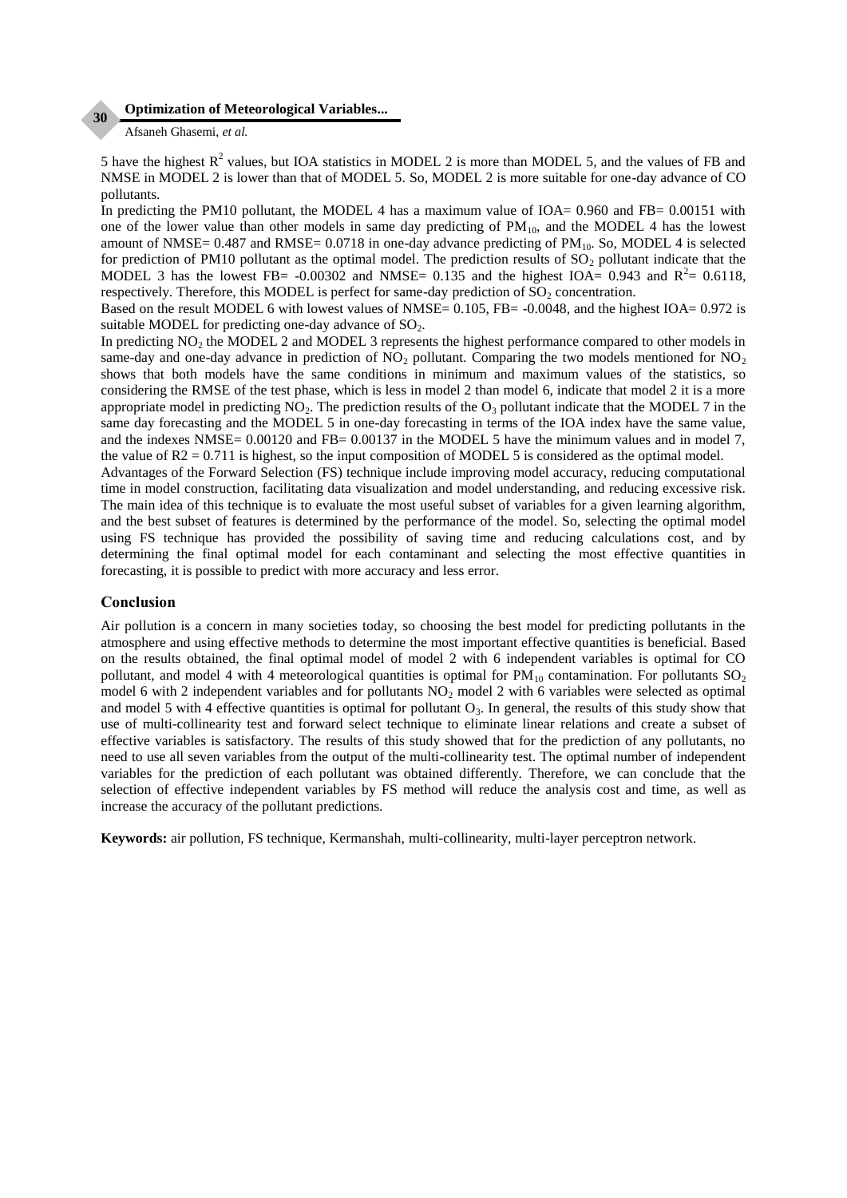5 have the highest $R^2$ values, but IOA statistics in MODEL 2 is more than MODEL 5, and the values of FB and NMSE in MODEL 2 is lower than that of MODEL 5. So, MODEL 2 is more suitable for one-day advance of CO pollutants.

In predicting the PM10 pollutant, the MODEL 4 has a maximum value of IOA= 0.960 and FB= 0.00151 with one of the lower value than other models in same day predicting of $PM_{10}$, and the MODEL 4 has the lowest amount of NMSE= 0.487 and RMSE= 0.0718 in one-day advance predicting of $PM_{10}$. So, MODEL 4 is selected for prediction of PM10 pollutant as the optimal model. The prediction results of $SO_2$ pollutant indicate that the MODEL 3 has the lowest FB= -0.00302 and NMSE= 0.135 and the highest IOA= 0.943 and $R^2$= 0.6118, respectively. Therefore, this MODEL is perfect for same-day prediction of $SO_2$ concentration.

Based on the result MODEL 6 with lowest values of NMSE= 0.105, FB= -0.0048, and the highest IOA= 0.972 is suitable MODEL for predicting one-day advance of $SO_2$.

In predicting $NO_2$ the MODEL 2 and MODEL 3 represents the highest performance compared to other models in same-day and one-day advance in prediction of $NO_2$ pollutant. Comparing the two models mentioned for $NO_2$ shows that both models have the same conditions in minimum and maximum values of the statistics, so considering the RMSE of the test phase, which is less in model 2 than model 6, indicate that model 2 it is a more appropriate model in predicting $NO_2$. The prediction results of the $O_3$ pollutant indicate that the MODEL 7 in the same day forecasting and the MODEL 5 in one-day forecasting in terms of the IOA index have the same value, and the indexes NMSE= 0.00120 and FB= 0.00137 in the MODEL 5 have the minimum values and in model 7, the value of R2 = 0.711 is highest, so the input composition of MODEL 5 is considered as the optimal model.

Advantages of the Forward Selection (FS) technique include improving model accuracy, reducing computational time in model construction, facilitating data visualization and model understanding, and reducing excessive risk. The main idea of this technique is to evaluate the most useful subset of variables for a given learning algorithm, and the best subset of features is determined by the performance of the model. So, selecting the optimal model using FS technique has provided the possibility of saving time and reducing calculations cost, and by determining the final optimal model for each contaminant and selecting the most effective quantities in forecasting, it is possible to predict with more accuracy and less error.

## Conclusion

Air pollution is a concern in many societies today, so choosing the best model for predicting pollutants in the atmosphere and using effective methods to determine the most important effective quantities is beneficial. Based on the results obtained, the final optimal model of model 2 with 6 independent variables is optimal for CO pollutant, and model 4 with 4 meteorological quantities is optimal for $PM_{10}$ contamination. For pollutants $SO_2$ model 6 with 2 independent variables and for pollutants $NO_2$ model 2 with 6 variables were selected as optimal and model 5 with 4 effective quantities is optimal for pollutant $O_3$. In general, the results of this study show that use of multi-collinearity test and forward select technique to eliminate linear relations and create a subset of effective variables is satisfactory. The results of this study showed that for the prediction of any pollutants, no need to use all seven variables from the output of the multi-collinearity test. The optimal number of independent variables for the prediction of each pollutant was obtained differently. Therefore, we can conclude that the selection of effective independent variables by FS method will reduce the analysis cost and time, as well as increase the accuracy of the pollutant predictions.

**Keywords:** air pollution, FS technique, Kermanshah, multi-collinearity, multi-layer perceptron network.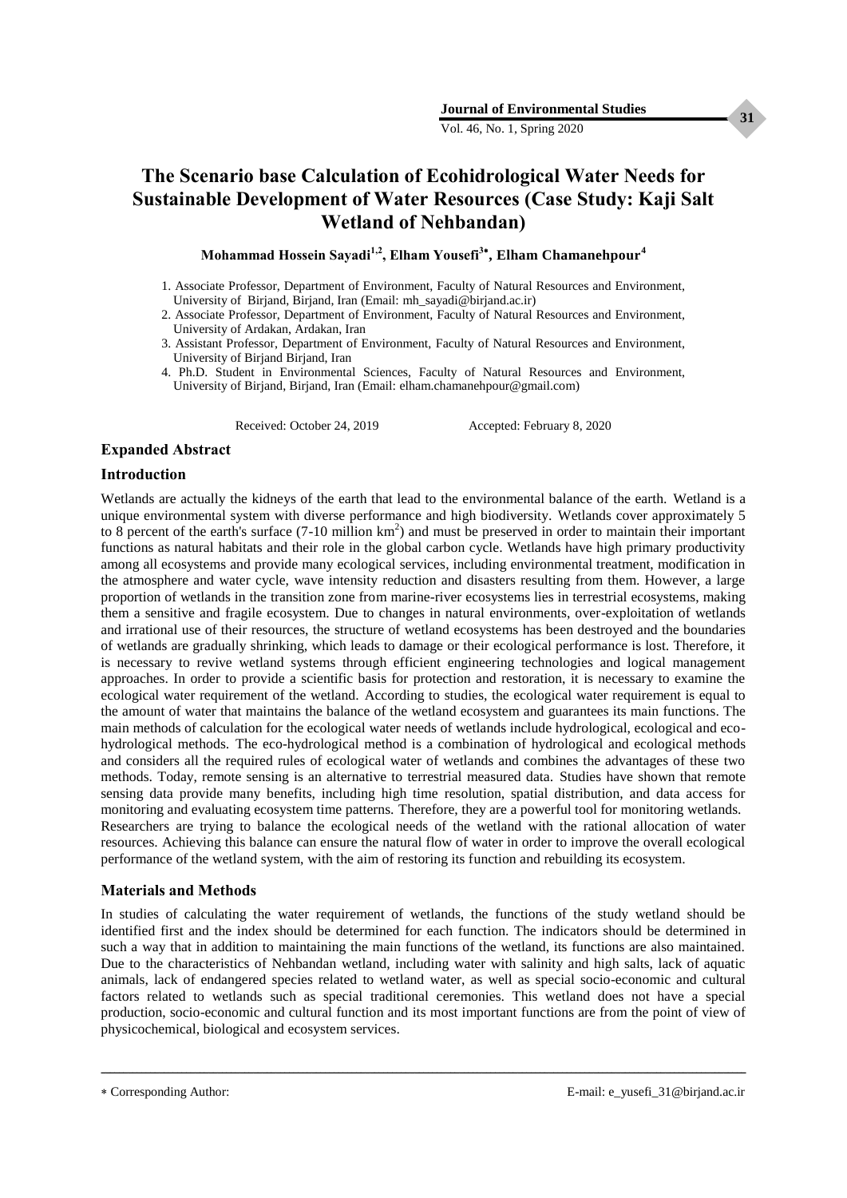# The Scenario base Calculation of Ecohidrological Water Needs for Sustainable Development of Water Resources (Case Study: Kaji Salt Wetland of Nehbandan)

**Mohammad Hossein Sayadi[1,2], Elham Yousefi[3*], Elham Chamanehpour[4]**

1. Associate Professor, Department of Environment, Faculty of Natural Resources and Environment, University of Birjand, Birjand, Iran (Email: mh_sayadi@birjand.ac.ir)
2. Associate Professor, Department of Environment, Faculty of Natural Resources and Environment, University of Ardakan, Ardakan, Iran
3. Assistant Professor, Department of Environment, Faculty of Natural Resources and Environment, University of Birjand Birjand, Iran
4. Ph.D. Student in Environmental Sciences, Faculty of Natural Resources and Environment, University of Birjand, Birjand, Iran (Email: elham.chamanehpour@gmail.com)

Received: October 24, 2019 Accepted: February 8, 2020

## Expanded Abstract

### Introduction

Wetlands are actually the kidneys of the earth that lead to the environmental balance of the earth. Wetland is a unique environmental system with diverse performance and high biodiversity. Wetlands cover approximately 5 to 8 percent of the earth's surface (7-10 million $km^2$) and must be preserved in order to maintain their important functions as natural habitats and their role in the global carbon cycle. Wetlands have high primary productivity among all ecosystems and provide many ecological services, including environmental treatment, modification in the atmosphere and water cycle, wave intensity reduction and disasters resulting from them. However, a large proportion of wetlands in the transition zone from marine-river ecosystems lies in terrestrial ecosystems, making them a sensitive and fragile ecosystem. Due to changes in natural environments, over-exploitation of wetlands and irrational use of their resources, the structure of wetland ecosystems has been destroyed and the boundaries of wetlands are gradually shrinking, which leads to damage or their ecological performance is lost. Therefore, it is necessary to revive wetland systems through efficient engineering technologies and logical management approaches. In order to provide a scientific basis for protection and restoration, it is necessary to examine the ecological water requirement of the wetland. According to studies, the ecological water requirement is equal to the amount of water that maintains the balance of the wetland ecosystem and guarantees its main functions. The main methods of calculation for the ecological water needs of wetlands include hydrological, ecological and eco-hydrological methods. The eco-hydrological method is a combination of hydrological and ecological methods and considers all the required rules of ecological water of wetlands and combines the advantages of these two methods. Today, remote sensing is an alternative to terrestrial measured data. Studies have shown that remote sensing data provide many benefits, including high time resolution, spatial distribution, and data access for monitoring and evaluating ecosystem time patterns. Therefore, they are a powerful tool for monitoring wetlands. Researchers are trying to balance the ecological needs of the wetland with the rational allocation of water resources. Achieving this balance can ensure the natural flow of water in order to improve the overall ecological performance of the wetland system, with the aim of restoring its function and rebuilding its ecosystem.

### Materials and Methods

In studies of calculating the water requirement of wetlands, the functions of the study wetland should be identified first and the index should be determined for each function. The indicators should be determined in such a way that in addition to maintaining the main functions of the wetland, its functions are also maintained. Due to the characteristics of Nehbandan wetland, including water with salinity and high salts, lack of aquatic animals, lack of endangered species related to wetland water, as well as special socio-economic and cultural factors related to wetlands such as special traditional ceremonies. This wetland does not have a special production, socio-economic and cultural function and its most important functions are from the point of view of physicochemical, biological and ecosystem services.

---

* Corresponding Author: E-mail: e_yusefi_31@birjand.ac.ir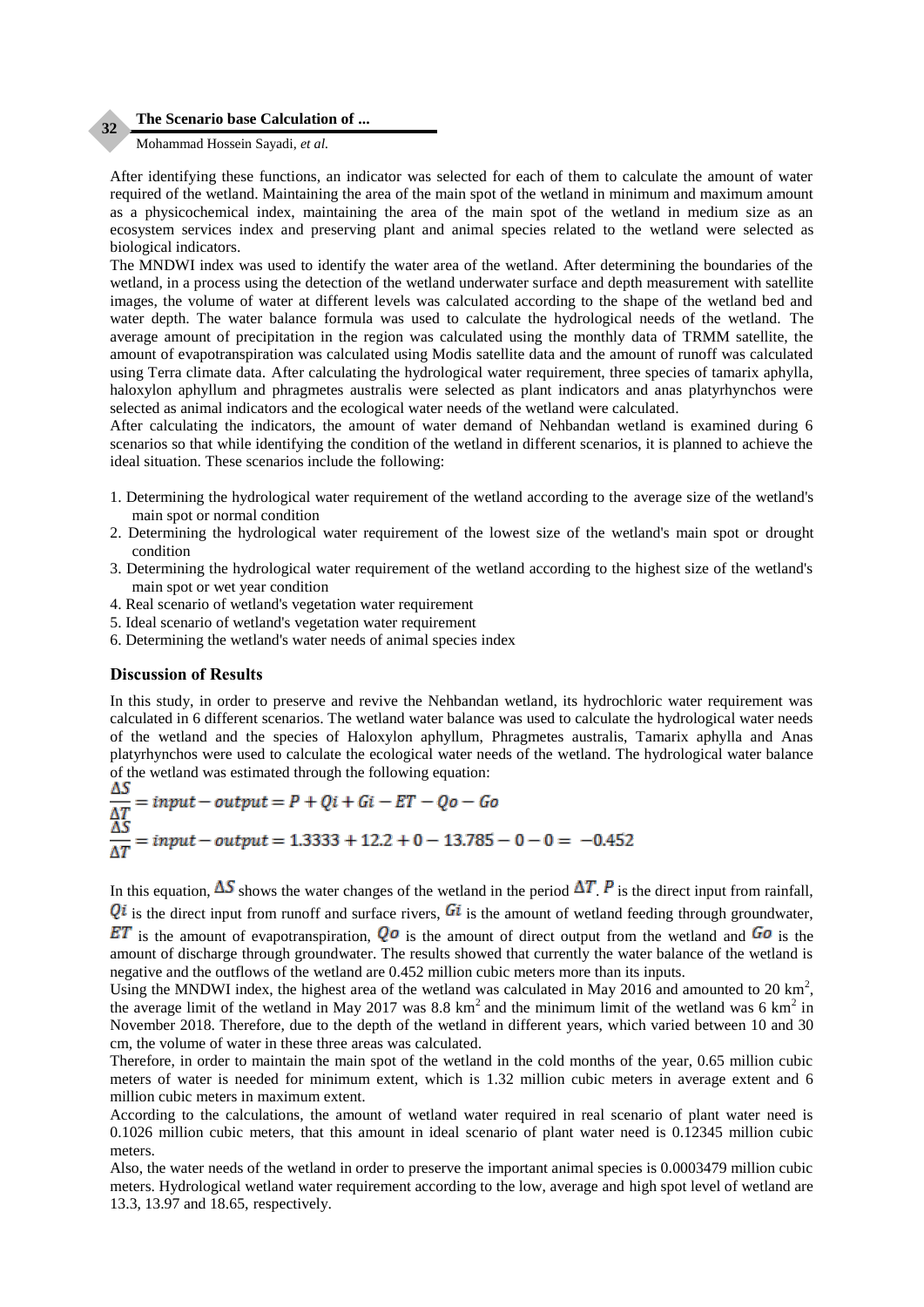After identifying these functions, an indicator was selected for each of them to calculate the amount of water required of the wetland. Maintaining the area of the main spot of the wetland in minimum and maximum amount as a physicochemical index, maintaining the area of the main spot of the wetland in medium size as an ecosystem services index and preserving plant and animal species related to the wetland were selected as biological indicators.

The MNDWI index was used to identify the water area of the wetland. After determining the boundaries of the wetland, in a process using the detection of the wetland underwater surface and depth measurement with satellite images, the volume of water at different levels was calculated according to the shape of the wetland bed and water depth. The water balance formula was used to calculate the hydrological needs of the wetland. The average amount of precipitation in the region was calculated using the monthly data of TRMM satellite, the amount of evapotranspiration was calculated using Modis satellite data and the amount of runoff was calculated using Terra climate data. After calculating the hydrological water requirement, three species of tamarix aphylla, haloxylon aphyllum and phragmetes australis were selected as plant indicators and anas platyrhynchos were selected as animal indicators and the ecological water needs of the wetland were calculated.

After calculating the indicators, the amount of water demand of Nehbandan wetland is examined during 6 scenarios so that while identifying the condition of the wetland in different scenarios, it is planned to achieve the ideal situation. These scenarios include the following:

1. Determining the hydrological water requirement of the wetland according to the average size of the wetland's main spot or normal condition
2. Determining the hydrological water requirement of the lowest size of the wetland's main spot or drought condition
3. Determining the hydrological water requirement of the wetland according to the highest size of the wetland's main spot or wet year condition
4. Real scenario of wetland's vegetation water requirement
5. Ideal scenario of wetland's vegetation water requirement
6. Determining the wetland's water needs of animal species index

## Discussion of Results

In this study, in order to preserve and revive the Nehbandan wetland, its hydrochloric water requirement was calculated in 6 different scenarios. The wetland water balance was used to calculate the hydrological water needs of the wetland and the species of Haloxylon aphyllum, Phragmetes australis, Tamarix aphylla and Anas platyrhynchos were used to calculate the ecological water needs of the wetland. The hydrological water balance of the wetland was estimated through the following equation:

$$\frac{\Delta S}{\Delta T} = input - output = P + Qi + Gi - ET - Qo - Go$$

$$\frac{\Delta S}{\Delta T} = input - output = 1.3333 + 12.2 + 0 - 13.785 - 0 - 0 = -0.452$$

In this equation, $\Delta S$ shows the water changes of the wetland in the period $\Delta T$. $P$ is the direct input from rainfall, $Qi$ is the direct input from runoff and surface rivers, $Gi$ is the amount of wetland feeding through groundwater, $ET$ is the amount of evapotranspiration, $Qo$ is the amount of direct output from the wetland and $Go$ is the amount of discharge through groundwater. The results showed that currently the water balance of the wetland is negative and the outflows of the wetland are 0.452 million cubic meters more than its inputs.

Using the MNDWI index, the highest area of the wetland was calculated in May 2016 and amounted to 20 $km^2$, the average limit of the wetland in May 2017 was 8.8 $km^2$ and the minimum limit of the wetland was 6 $km^2$ in November 2018. Therefore, due to the depth of the wetland in different years, which varied between 10 and 30 cm, the volume of water in these three areas was calculated.

Therefore, in order to maintain the main spot of the wetland in the cold months of the year, 0.65 million cubic meters of water is needed for minimum extent, which is 1.32 million cubic meters in average extent and 6 million cubic meters in maximum extent.

According to the calculations, the amount of wetland water required in real scenario of plant water need is 0.1026 million cubic meters, that this amount in ideal scenario of plant water need is 0.12345 million cubic meters.

Also, the water needs of the wetland in order to preserve the important animal species is 0.0003479 million cubic meters. Hydrological wetland water requirement according to the low, average and high spot level of wetland are 13.3, 13.97 and 18.65, respectively.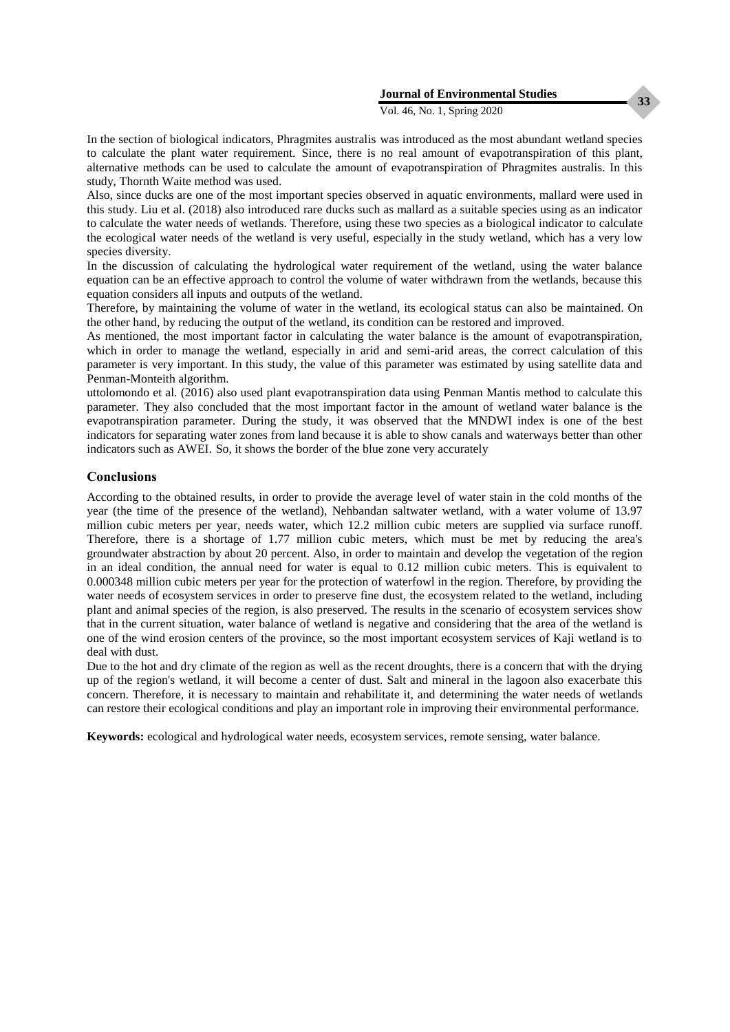In the section of biological indicators, Phragmites australis was introduced as the most abundant wetland species to calculate the plant water requirement. Since, there is no real amount of evapotranspiration of this plant, alternative methods can be used to calculate the amount of evapotranspiration of Phragmites australis. In this study, Thornth Waite method was used.

Also, since ducks are one of the most important species observed in aquatic environments, mallard were used in this study. Liu et al. (2018) also introduced rare ducks such as mallard as a suitable species using as an indicator to calculate the water needs of wetlands. Therefore, using these two species as a biological indicator to calculate the ecological water needs of the wetland is very useful, especially in the study wetland, which has a very low species diversity.

In the discussion of calculating the hydrological water requirement of the wetland, using the water balance equation can be an effective approach to control the volume of water withdrawn from the wetlands, because this equation considers all inputs and outputs of the wetland.

Therefore, by maintaining the volume of water in the wetland, its ecological status can also be maintained. On the other hand, by reducing the output of the wetland, its condition can be restored and improved.

As mentioned, the most important factor in calculating the water balance is the amount of evapotranspiration, which in order to manage the wetland, especially in arid and semi-arid areas, the correct calculation of this parameter is very important. In this study, the value of this parameter was estimated by using satellite data and Penman-Monteith algorithm.

uttolomondo et al. (2016) also used plant evapotranspiration data using Penman Mantis method to calculate this parameter. They also concluded that the most important factor in the amount of wetland water balance is the evapotranspiration parameter. During the study, it was observed that the MNDWI index is one of the best indicators for separating water zones from land because it is able to show canals and waterways better than other indicators such as AWEI. So, it shows the border of the blue zone very accurately

## Conclusions

According to the obtained results, in order to provide the average level of water stain in the cold months of the year (the time of the presence of the wetland), Nehbandan saltwater wetland, with a water volume of 13.97 million cubic meters per year, needs water, which 12.2 million cubic meters are supplied via surface runoff. Therefore, there is a shortage of 1.77 million cubic meters, which must be met by reducing the area's groundwater abstraction by about 20 percent. Also, in order to maintain and develop the vegetation of the region in an ideal condition, the annual need for water is equal to 0.12 million cubic meters. This is equivalent to 0.000348 million cubic meters per year for the protection of waterfowl in the region. Therefore, by providing the water needs of ecosystem services in order to preserve fine dust, the ecosystem related to the wetland, including plant and animal species of the region, is also preserved. The results in the scenario of ecosystem services show that in the current situation, water balance of wetland is negative and considering that the area of the wetland is one of the wind erosion centers of the province, so the most important ecosystem services of Kaji wetland is to deal with dust.

Due to the hot and dry climate of the region as well as the recent droughts, there is a concern that with the drying up of the region's wetland, it will become a center of dust. Salt and mineral in the lagoon also exacerbate this concern. Therefore, it is necessary to maintain and rehabilitate it, and determining the water needs of wetlands can restore their ecological conditions and play an important role in improving their environmental performance.

**Keywords:** ecological and hydrological water needs, ecosystem services, remote sensing, water balance.